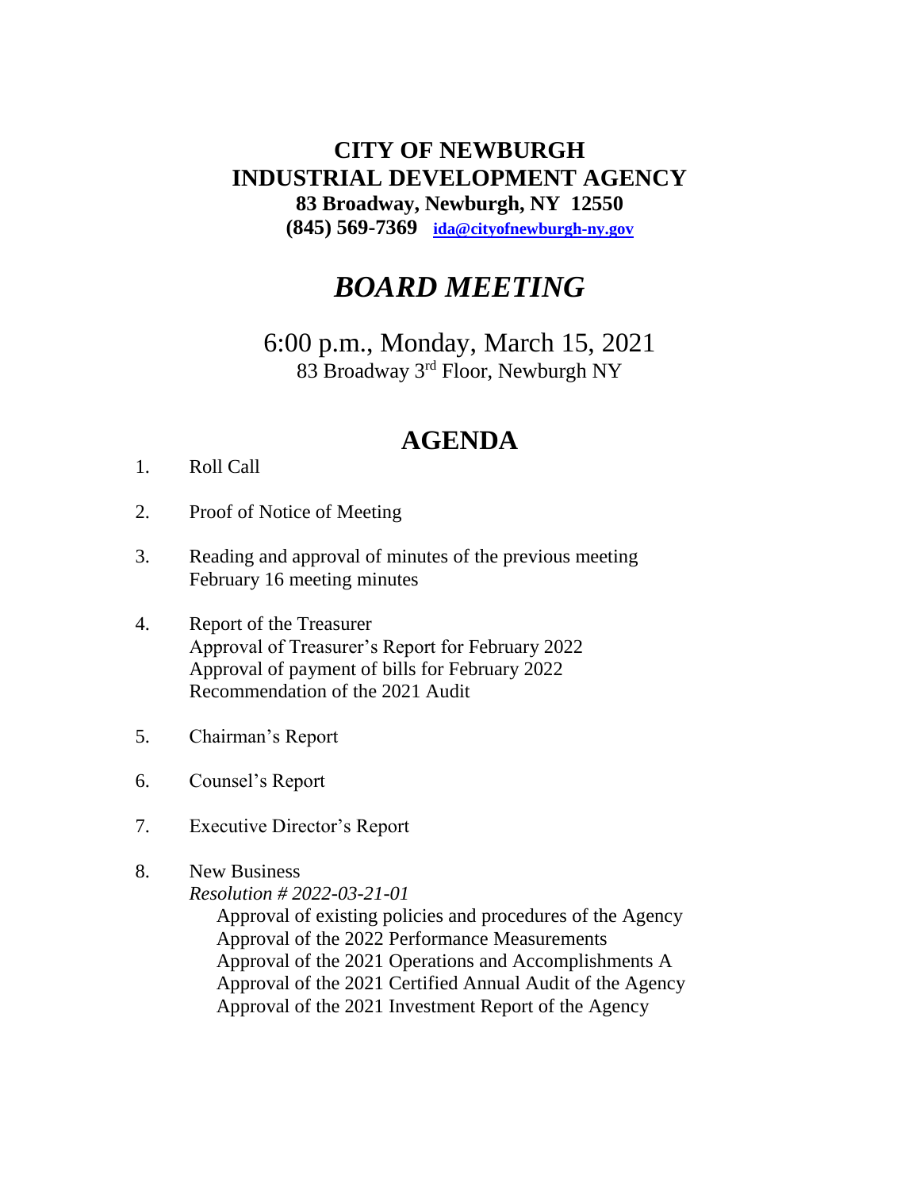# CITY OF NEWBURGH
# INDUSTRIAL DEVELOPMENT AGENCY

**83 Broadway, Newburgh, NY 12550**
**(845) 569-7369** **ida@cityofnewburgh-ny.gov**

## *BOARD MEETING*

6:00 p.m., Monday, March 15, 2021
83 Broadway 3rd Floor, Newburgh NY

## AGENDA

1. Roll Call

2. Proof of Notice of Meeting

3. Reading and approval of minutes of the previous meeting
   February 16 meeting minutes

4. Report of the Treasurer
   Approval of Treasurer's Report for February 2022
   Approval of payment of bills for February 2022
   Recommendation of the 2021 Audit

5. Chairman's Report

6. Counsel's Report

7. Executive Director's Report

8. New Business
   *Resolution # 2022-03-21-01*
   Approval of existing policies and procedures of the Agency
   Approval of the 2022 Performance Measurements
   Approval of the 2021 Operations and Accomplishments A
   Approval of the 2021 Certified Annual Audit of the Agency
   Approval of the 2021 Investment Report of the Agency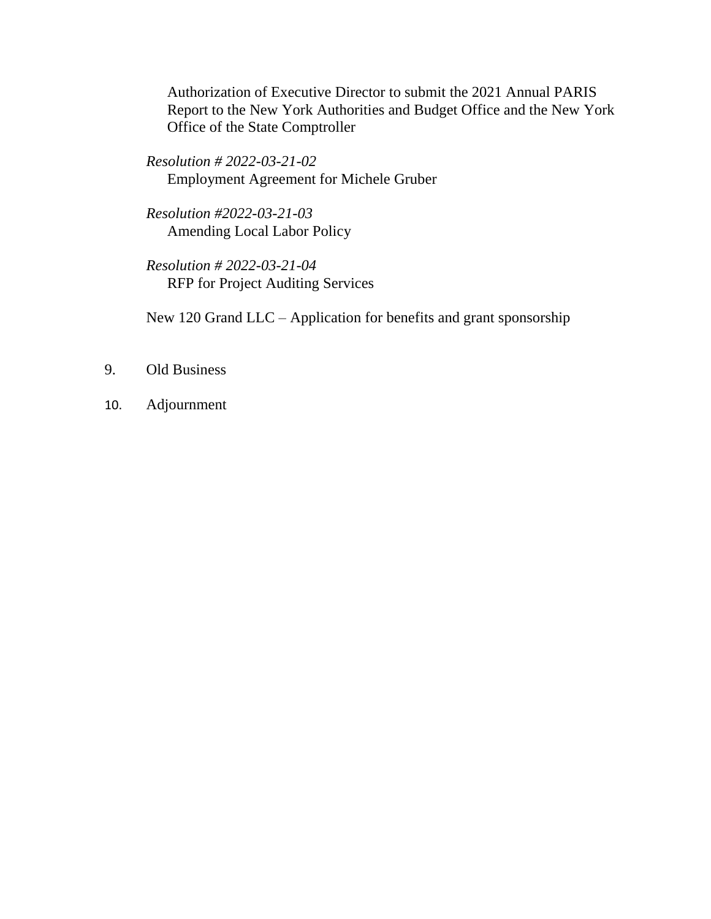Authorization of Executive Director to submit the 2021 Annual PARIS Report to the New York Authorities and Budget Office and the New York Office of the State Comptroller

*Resolution # 2022-03-21-02*
Employment Agreement for Michele Gruber

*Resolution #2022-03-21-03*
Amending Local Labor Policy

*Resolution # 2022-03-21-04*
RFP for Project Auditing Services

New 120 Grand LLC – Application for benefits and grant sponsorship

9. Old Business

10. Adjournment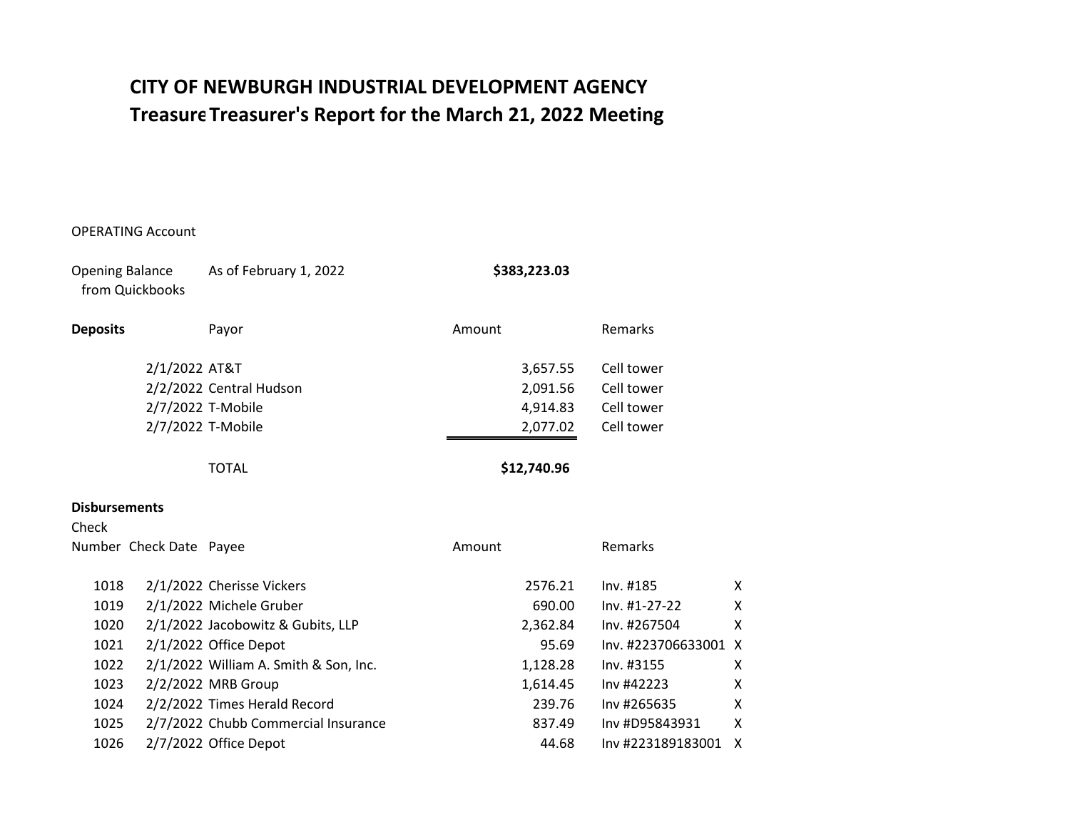# CITY OF NEWBURGH INDUSTRIAL DEVELOPMENT AGENCY

## Treasure Treasurer's Report for the March 21, 2022 Meeting

OPERATING Account

| | | | |
|---|---|---|---|
| Opening Balance from Quickbooks | As of February 1, 2022 | **$383,223.03** | |

| **Deposits** | Payor | Amount | Remarks |
|---|---|---|---|
| 2/1/2022 | AT&T | 3,657.55 | Cell tower |
| 2/2/2022 | Central Hudson | 2,091.56 | Cell tower |
| 2/7/2022 | T-Mobile | 4,914.83 | Cell tower |
| 2/7/2022 | T-Mobile | 2,077.02 | Cell tower |
| | TOTAL | **$12,740.96** | |

**Disbursements**

| Check Number | Check Date | Payee | Amount | Remarks | |
|---|---|---|---|---|---|
| 1018 | 2/1/2022 | Cherisse Vickers | 2576.21 | Inv. #185 | X |
| 1019 | 2/1/2022 | Michele Gruber | 690.00 | Inv. #1-27-22 | X |
| 1020 | 2/1/2022 | Jacobowitz & Gubits, LLP | 2,362.84 | Inv. #267504 | X |
| 1021 | 2/1/2022 | Office Depot | 95.69 | Inv. #223706633001 | X |
| 1022 | 2/1/2022 | William A. Smith & Son, Inc. | 1,128.28 | Inv. #3155 | X |
| 1023 | 2/2/2022 | MRB Group | 1,614.45 | Inv #42223 | X |
| 1024 | 2/2/2022 | Times Herald Record | 239.76 | Inv #265635 | X |
| 1025 | 2/7/2022 | Chubb Commercial Insurance | 837.49 | Inv #D95843931 | X |
| 1026 | 2/7/2022 | Office Depot | 44.68 | Inv #223189183001 | X |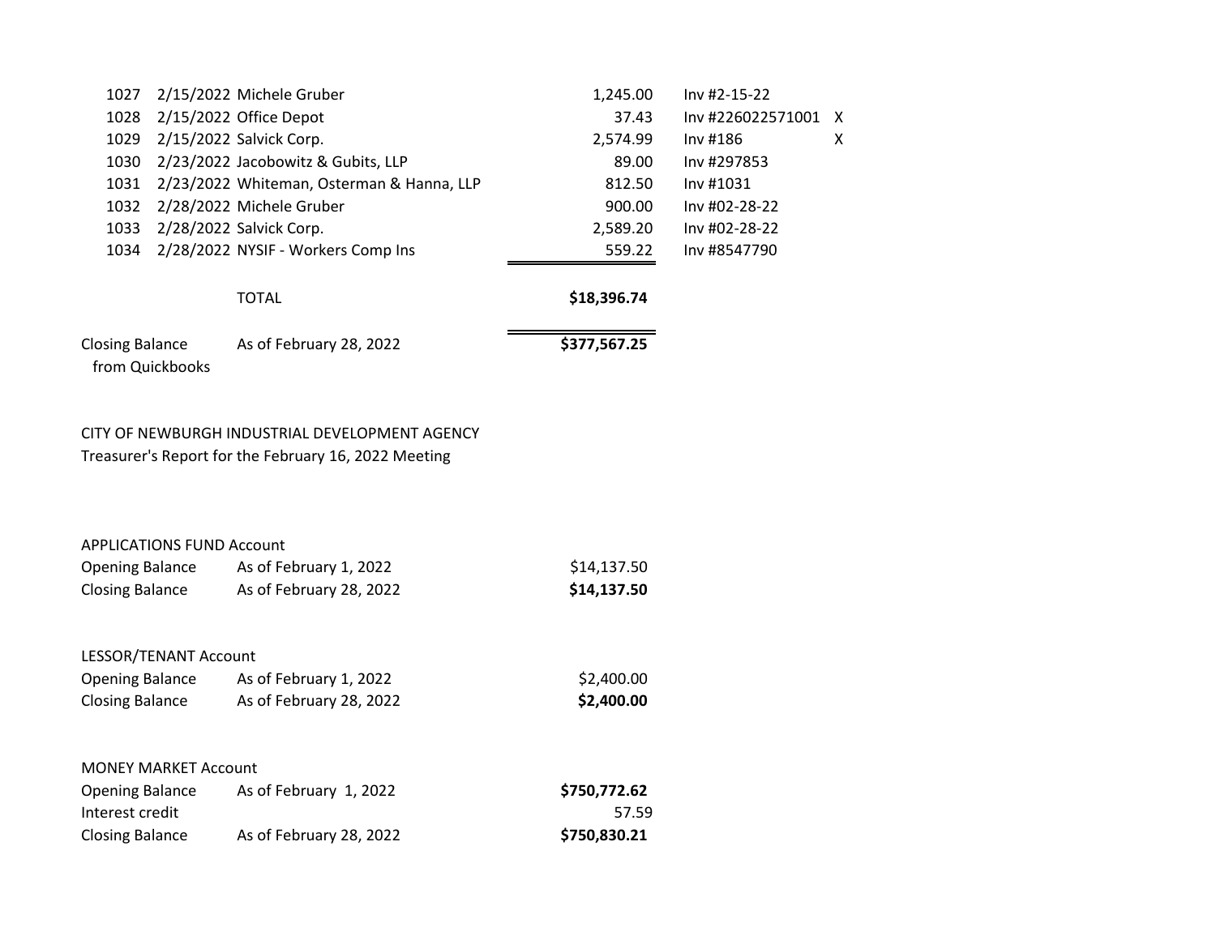| | | | | | |
|---|---|---|---|---|---|
| 1027 | 2/15/2022 | Michele Gruber | 1,245.00 | Inv #2-15-22 | |
| 1028 | 2/15/2022 | Office Depot | 37.43 | Inv #226022571001 | X |
| 1029 | 2/15/2022 | Salvick Corp. | 2,574.99 | Inv #186 | X |
| 1030 | 2/23/2022 | Jacobowitz & Gubits, LLP | 89.00 | Inv #297853 | |
| 1031 | 2/23/2022 | Whiteman, Osterman & Hanna, LLP | 812.50 | Inv #1031 | |
| 1032 | 2/28/2022 | Michele Gruber | 900.00 | Inv #02-28-22 | |
| 1033 | 2/28/2022 | Salvick Corp. | 2,589.20 | Inv #02-28-22 | |
| 1034 | 2/28/2022 | NYSIF - Workers Comp Ins | 559.22 | Inv #8547790 | |
| | | TOTAL | **$18,396.74** | | |

| | | |
|---|---|---|
| Closing Balance from Quickbooks | As of February 28, 2022 | **$377,567.25** |

CITY OF NEWBURGH INDUSTRIAL DEVELOPMENT AGENCY
Treasurer's Report for the February 16, 2022 Meeting

APPLICATIONS FUND Account

| | | |
|---|---|---|
| Opening Balance | As of February 1, 2022 | $14,137.50 |
| Closing Balance | As of February 28, 2022 | **$14,137.50** |

LESSOR/TENANT Account

| | | |
|---|---|---|
| Opening Balance | As of February 1, 2022 | $2,400.00 |
| Closing Balance | As of February 28, 2022 | **$2,400.00** |

MONEY MARKET Account

| | | |
|---|---|---|
| Opening Balance | As of February 1, 2022 | **$750,772.62** |
| Interest credit | | 57.59 |
| Closing Balance | As of February 28, 2022 | **$750,830.21** |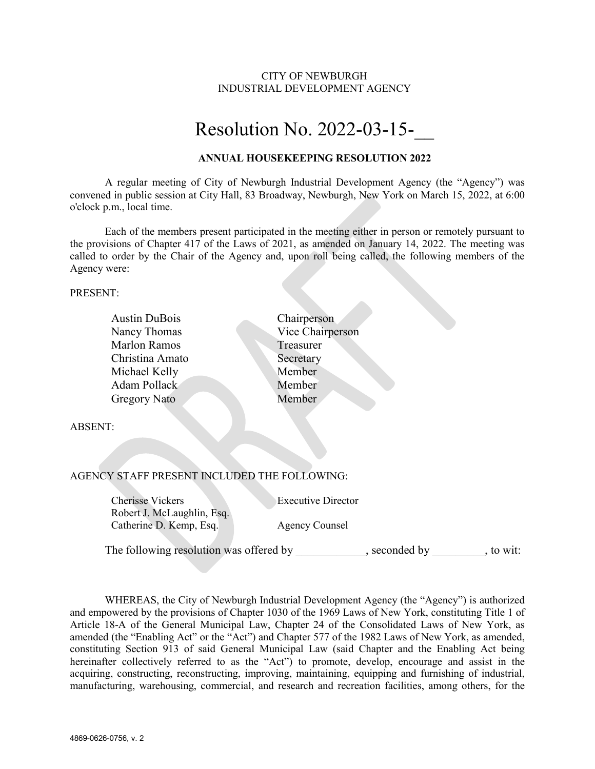CITY OF NEWBURGH
INDUSTRIAL DEVELOPMENT AGENCY

# Resolution No. 2022-03-15-__

## ANNUAL HOUSEKEEPING RESOLUTION 2022

A regular meeting of City of Newburgh Industrial Development Agency (the "Agency") was convened in public session at City Hall, 83 Broadway, Newburgh, New York on March 15, 2022, at 6:00 o'clock p.m., local time.

Each of the members present participated in the meeting either in person or remotely pursuant to the provisions of Chapter 417 of the Laws of 2021, as amended on January 14, 2022. The meeting was called to order by the Chair of the Agency and, upon roll being called, the following members of the Agency were:

PRESENT:

| | |
|---|---|
| Austin DuBois | Chairperson |
| Nancy Thomas | Vice Chairperson |
| Marlon Ramos | Treasurer |
| Christina Amato | Secretary |
| Michael Kelly | Member |
| Adam Pollack | Member |
| Gregory Nato | Member |

ABSENT:

AGENCY STAFF PRESENT INCLUDED THE FOLLOWING:

| | |
|---|---|
| Cherisse Vickers | Executive Director |
| Robert J. McLaughlin, Esq. | |
| Catherine D. Kemp, Esq. | Agency Counsel |

The following resolution was offered by ____________, seconded by _________, to wit:

WHEREAS, the City of Newburgh Industrial Development Agency (the "Agency") is authorized and empowered by the provisions of Chapter 1030 of the 1969 Laws of New York, constituting Title 1 of Article 18-A of the General Municipal Law, Chapter 24 of the Consolidated Laws of New York, as amended (the "Enabling Act" or the "Act") and Chapter 577 of the 1982 Laws of New York, as amended, constituting Section 913 of said General Municipal Law (said Chapter and the Enabling Act being hereinafter collectively referred to as the "Act") to promote, develop, encourage and assist in the acquiring, constructing, reconstructing, improving, maintaining, equipping and furnishing of industrial, manufacturing, warehousing, commercial, and research and recreation facilities, among others, for the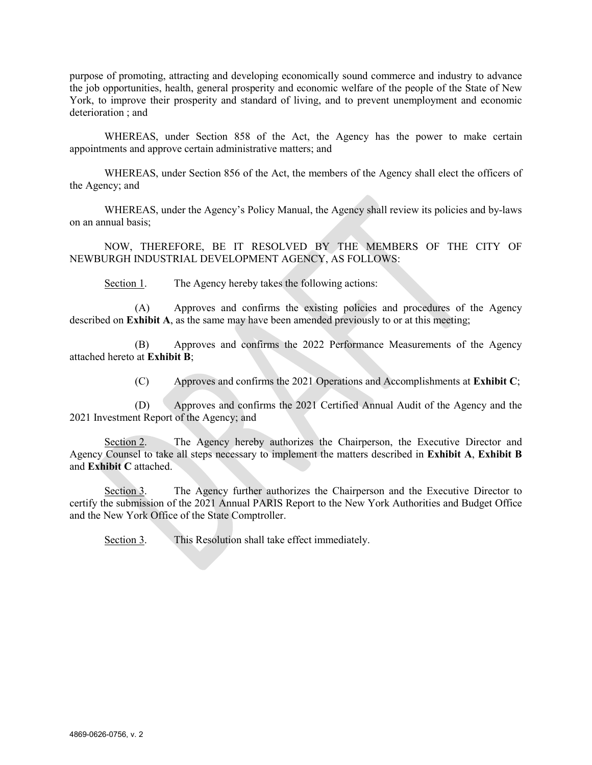purpose of promoting, attracting and developing economically sound commerce and industry to advance the job opportunities, health, general prosperity and economic welfare of the people of the State of New York, to improve their prosperity and standard of living, and to prevent unemployment and economic deterioration ; and

WHEREAS, under Section 858 of the Act, the Agency has the power to make certain appointments and approve certain administrative matters; and

WHEREAS, under Section 856 of the Act, the members of the Agency shall elect the officers of the Agency; and

WHEREAS, under the Agency's Policy Manual, the Agency shall review its policies and by-laws on an annual basis;

NOW, THEREFORE, BE IT RESOLVED BY THE MEMBERS OF THE CITY OF NEWBURGH INDUSTRIAL DEVELOPMENT AGENCY, AS FOLLOWS:

Section 1. The Agency hereby takes the following actions:

(A) Approves and confirms the existing policies and procedures of the Agency described on **Exhibit A**, as the same may have been amended previously to or at this meeting;

(B) Approves and confirms the 2022 Performance Measurements of the Agency attached hereto at **Exhibit B**;

(C) Approves and confirms the 2021 Operations and Accomplishments at **Exhibit C**;

(D) Approves and confirms the 2021 Certified Annual Audit of the Agency and the 2021 Investment Report of the Agency; and

Section 2. The Agency hereby authorizes the Chairperson, the Executive Director and Agency Counsel to take all steps necessary to implement the matters described in **Exhibit A**, **Exhibit B** and **Exhibit C** attached.

Section 3. The Agency further authorizes the Chairperson and the Executive Director to certify the submission of the 2021 Annual PARIS Report to the New York Authorities and Budget Office and the New York Office of the State Comptroller.

Section 3. This Resolution shall take effect immediately.

4869-0626-0756, v. 2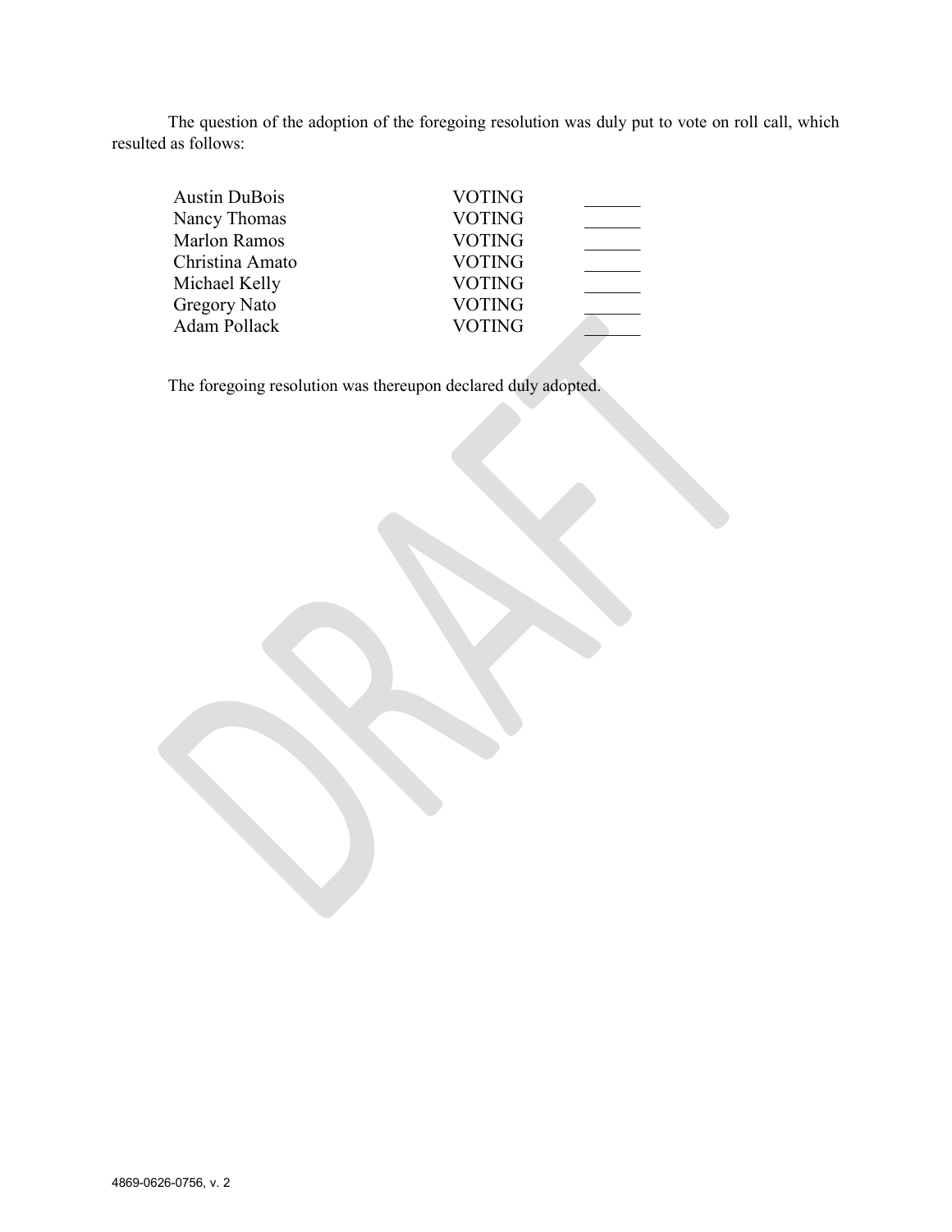The question of the adoption of the foregoing resolution was duly put to vote on roll call, which resulted as follows:

| | | |
|---|---|---|
| Austin DuBois | VOTING | ______ |
| Nancy Thomas | VOTING | ______ |
| Marlon Ramos | VOTING | ______ |
| Christina Amato | VOTING | ______ |
| Michael Kelly | VOTING | ______ |
| Gregory Nato | VOTING | ______ |
| Adam Pollack | VOTING | ______ |

The foregoing resolution was thereupon declared duly adopted.

4869-0626-0756, v. 2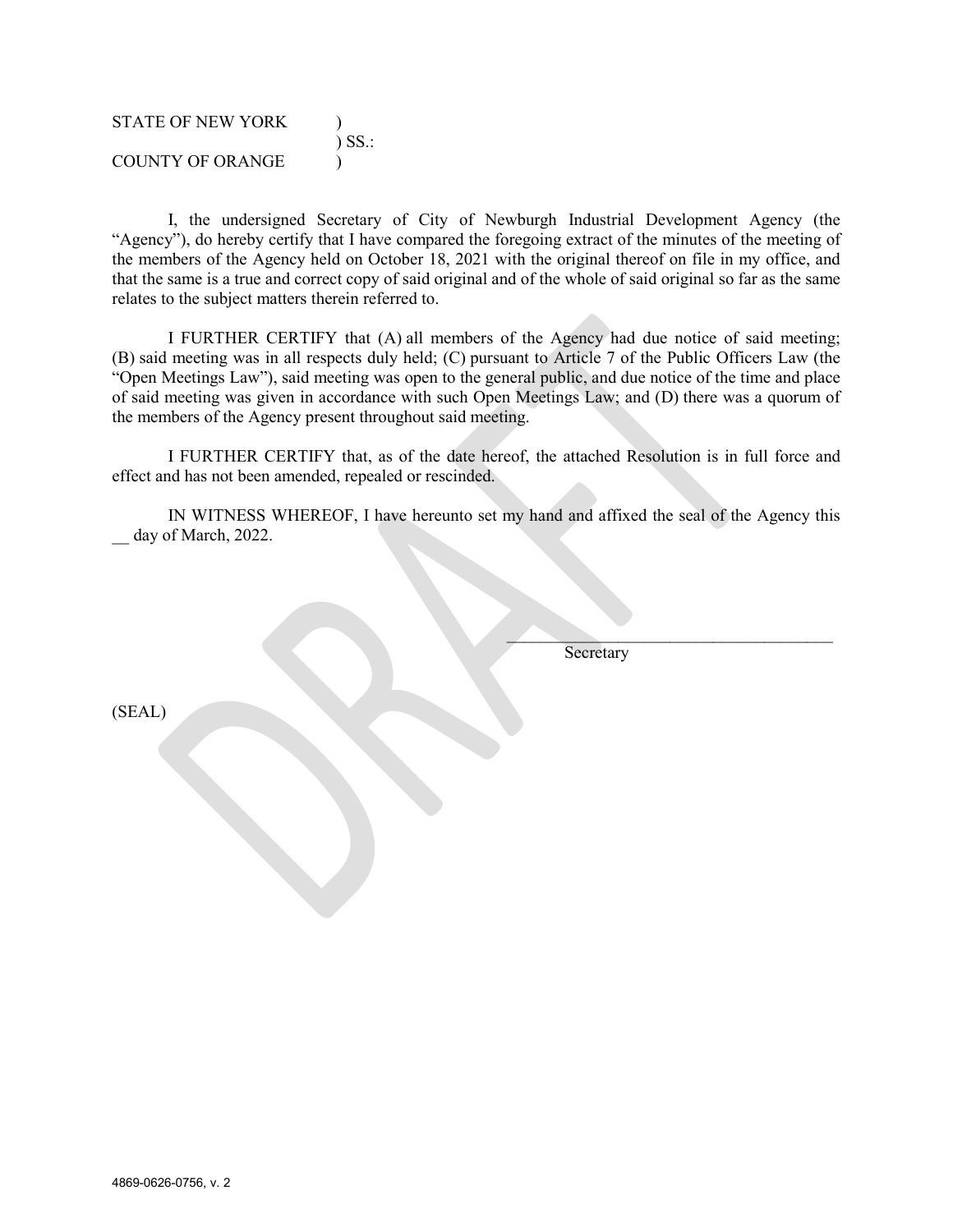STATE OF NEW YORK )
) SS.:
COUNTY OF ORANGE )

I, the undersigned Secretary of City of Newburgh Industrial Development Agency (the "Agency"), do hereby certify that I have compared the foregoing extract of the minutes of the meeting of the members of the Agency held on October 18, 2021 with the original thereof on file in my office, and that the same is a true and correct copy of said original and of the whole of said original so far as the same relates to the subject matters therein referred to.

I FURTHER CERTIFY that (A) all members of the Agency had due notice of said meeting; (B) said meeting was in all respects duly held; (C) pursuant to Article 7 of the Public Officers Law (the "Open Meetings Law"), said meeting was open to the general public, and due notice of the time and place of said meeting was given in accordance with such Open Meetings Law; and (D) there was a quorum of the members of the Agency present throughout said meeting.

I FURTHER CERTIFY that, as of the date hereof, the attached Resolution is in full force and effect and has not been amended, repealed or rescinded.

IN WITNESS WHEREOF, I have hereunto set my hand and affixed the seal of the Agency this __ day of March, 2022.

\_\_\_\_\_\_\_\_\_\_\_\_\_\_\_\_\_\_\_\_\_\_\_\_\_\_\_\_\_\_\_\_\_\_\_\_\_\_\_\_
Secretary

(SEAL)

4869-0626-0756, v. 2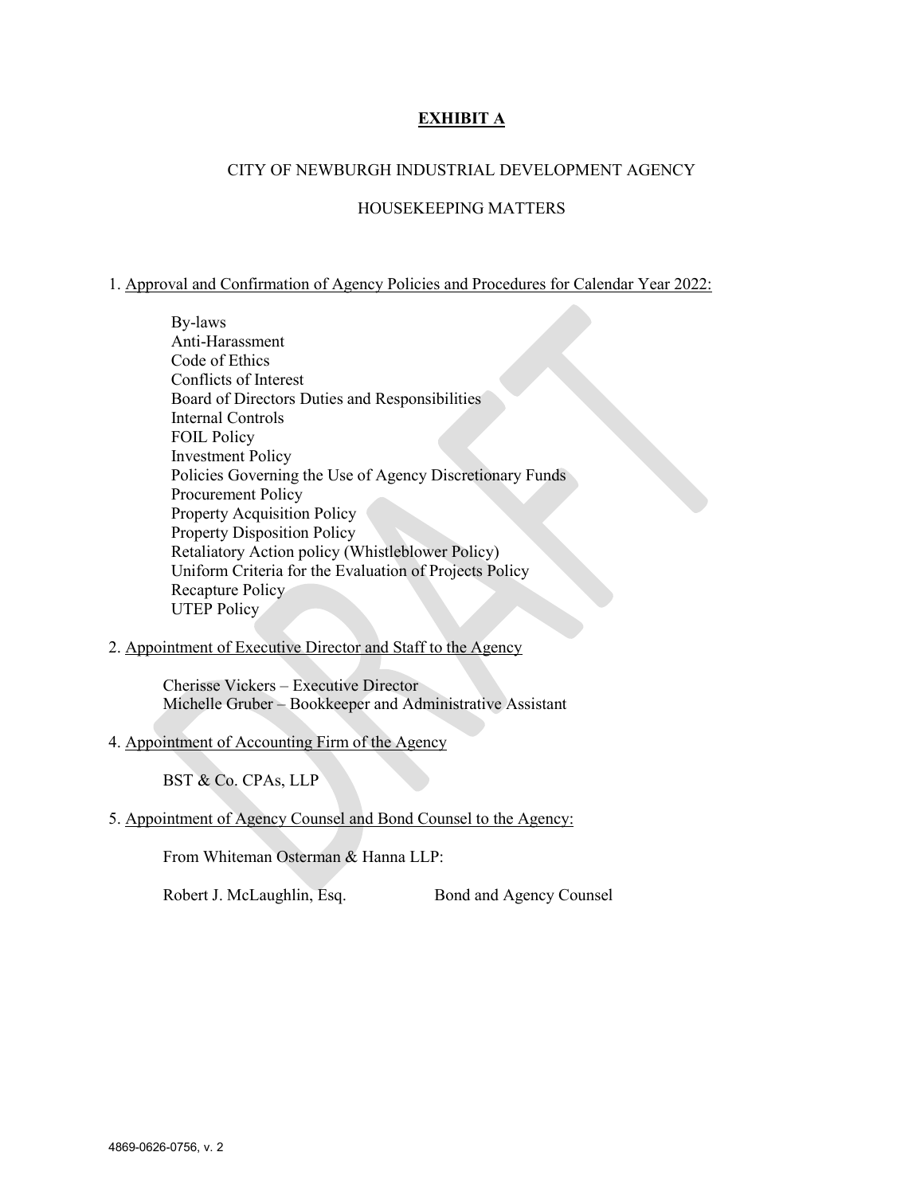# EXHIBIT A

CITY OF NEWBURGH INDUSTRIAL DEVELOPMENT AGENCY

HOUSEKEEPING MATTERS

1. Approval and Confirmation of Agency Policies and Procedures for Calendar Year 2022:

   By-laws
   Anti-Harassment
   Code of Ethics
   Conflicts of Interest
   Board of Directors Duties and Responsibilities
   Internal Controls
   FOIL Policy
   Investment Policy
   Policies Governing the Use of Agency Discretionary Funds
   Procurement Policy
   Property Acquisition Policy
   Property Disposition Policy
   Retaliatory Action policy (Whistleblower Policy)
   Uniform Criteria for the Evaluation of Projects Policy
   Recapture Policy
   UTEP Policy

2. Appointment of Executive Director and Staff to the Agency

   Cherisse Vickers – Executive Director
   Michelle Gruber – Bookkeeper and Administrative Assistant

4. Appointment of Accounting Firm of the Agency

   BST & Co. CPAs, LLP

5. Appointment of Agency Counsel and Bond Counsel to the Agency:

   From Whiteman Osterman & Hanna LLP:

   Robert J. McLaughlin, Esq. Bond and Agency Counsel

4869-0626-0756, v. 2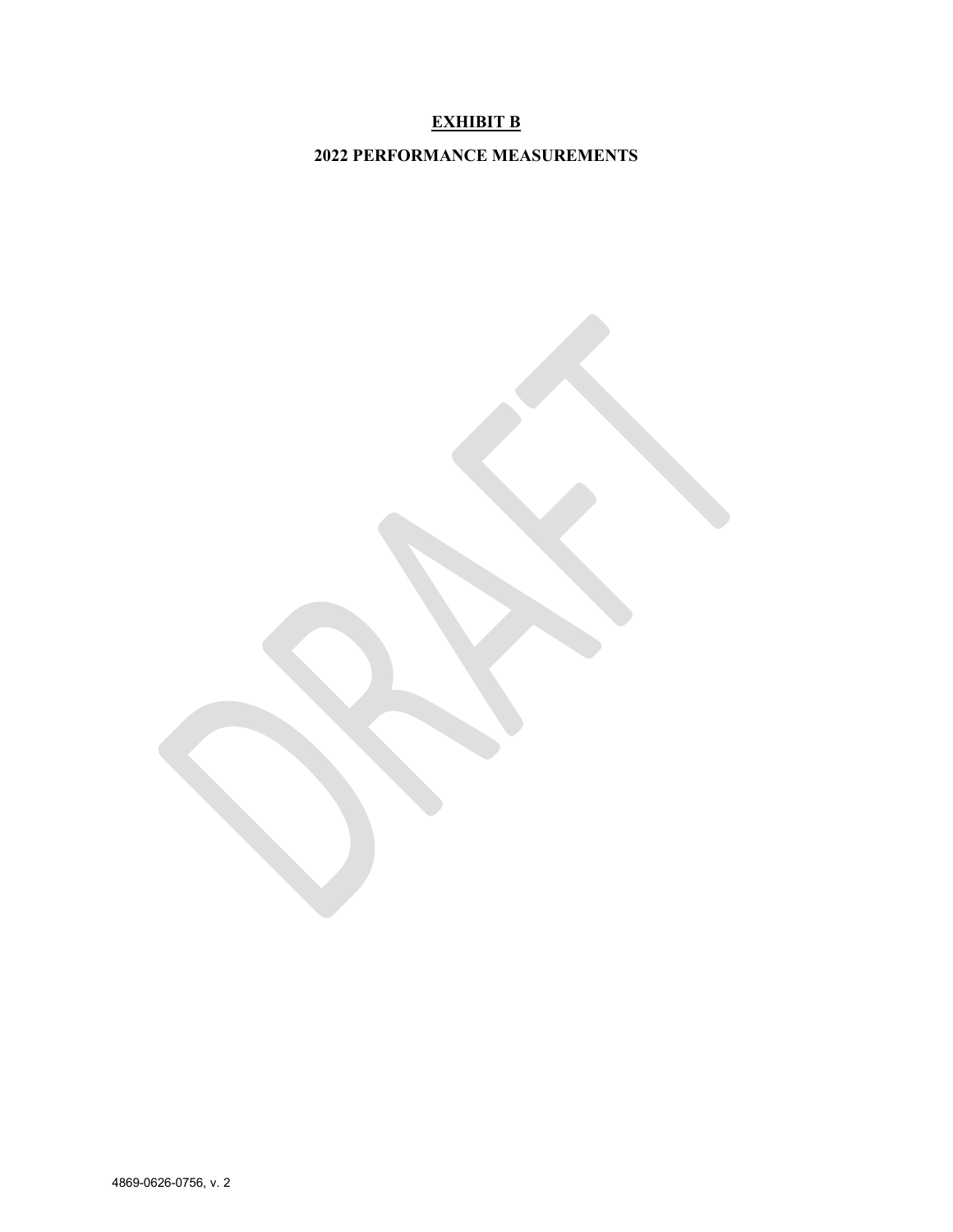# EXHIBIT B

## 2022 PERFORMANCE MEASUREMENTS

4869-0626-0756, v. 2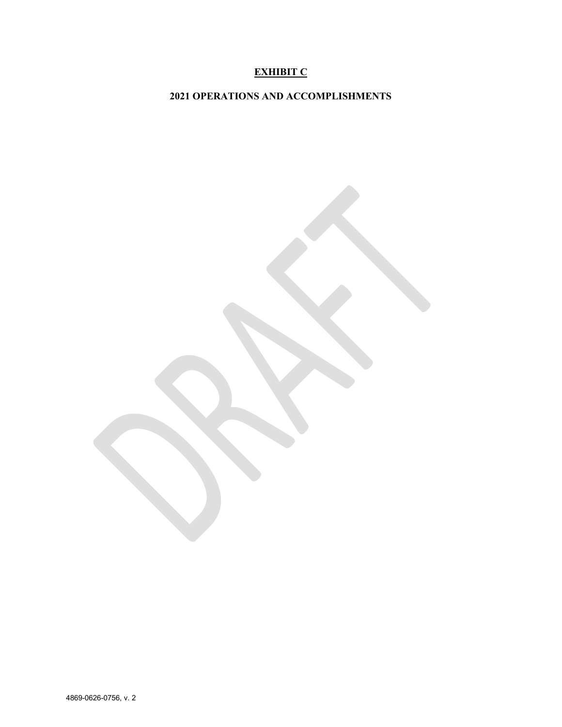# EXHIBIT C

## 2021 OPERATIONS AND ACCOMPLISHMENTS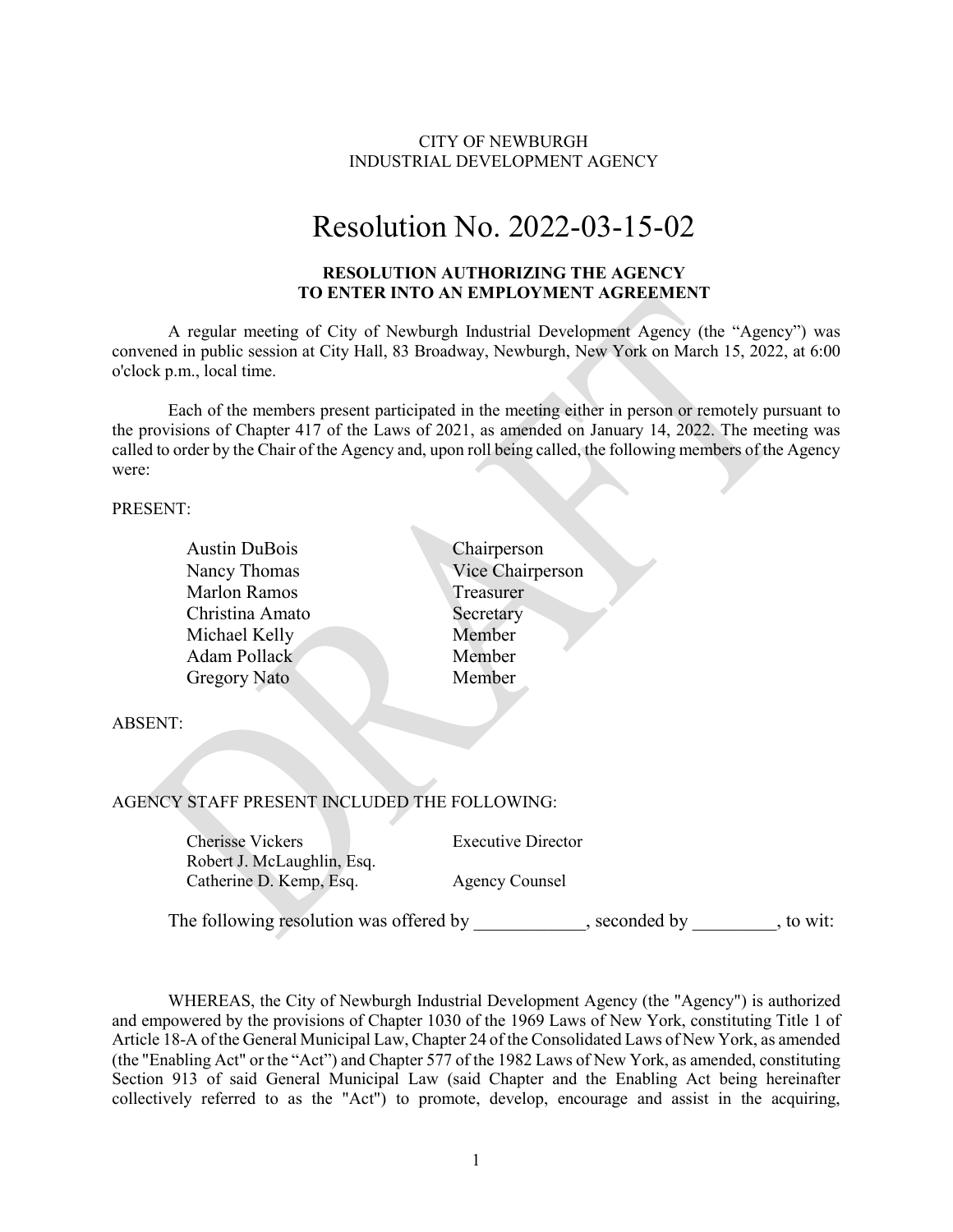CITY OF NEWBURGH
INDUSTRIAL DEVELOPMENT AGENCY

# Resolution No. 2022-03-15-02

**RESOLUTION AUTHORIZING THE AGENCY TO ENTER INTO AN EMPLOYMENT AGREEMENT**

A regular meeting of City of Newburgh Industrial Development Agency (the "Agency") was convened in public session at City Hall, 83 Broadway, Newburgh, New York on March 15, 2022, at 6:00 o'clock p.m., local time.

Each of the members present participated in the meeting either in person or remotely pursuant to the provisions of Chapter 417 of the Laws of 2021, as amended on January 14, 2022. The meeting was called to order by the Chair of the Agency and, upon roll being called, the following members of the Agency were:

PRESENT:

| | |
|---|---|
| Austin DuBois | Chairperson |
| Nancy Thomas | Vice Chairperson |
| Marlon Ramos | Treasurer |
| Christina Amato | Secretary |
| Michael Kelly | Member |
| Adam Pollack | Member |
| Gregory Nato | Member |

ABSENT:

AGENCY STAFF PRESENT INCLUDED THE FOLLOWING:

| | |
|---|---|
| Cherisse Vickers | Executive Director |
| Robert J. McLaughlin, Esq. | |
| Catherine D. Kemp, Esq. | Agency Counsel |

The following resolution was offered by ____________, seconded by _________, to wit:

WHEREAS, the City of Newburgh Industrial Development Agency (the "Agency") is authorized and empowered by the provisions of Chapter 1030 of the 1969 Laws of New York, constituting Title 1 of Article 18-A of the General Municipal Law, Chapter 24 of the Consolidated Laws of New York, as amended (the "Enabling Act" or the "Act") and Chapter 577 of the 1982 Laws of New York, as amended, constituting Section 913 of said General Municipal Law (said Chapter and the Enabling Act being hereinafter collectively referred to as the "Act") to promote, develop, encourage and assist in the acquiring,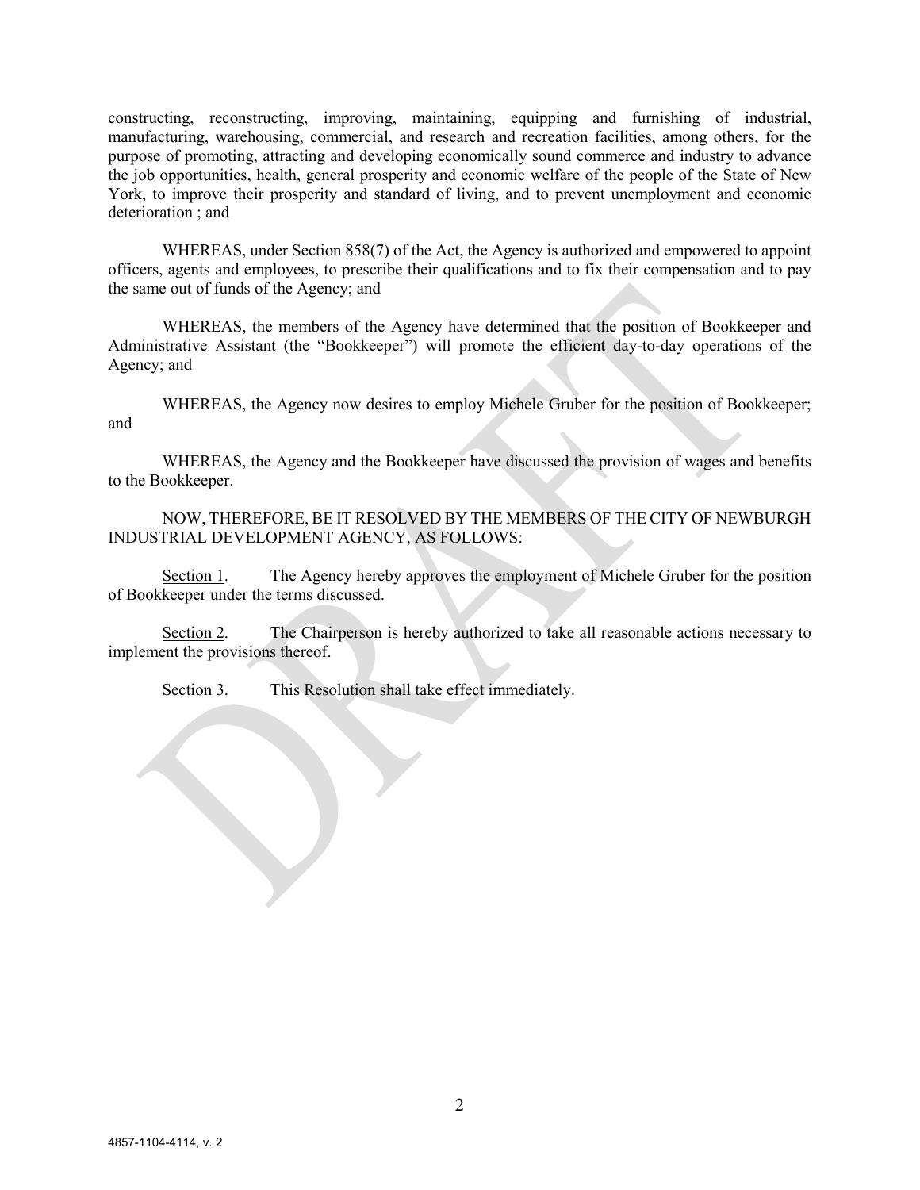constructing, reconstructing, improving, maintaining, equipping and furnishing of industrial, manufacturing, warehousing, commercial, and research and recreation facilities, among others, for the purpose of promoting, attracting and developing economically sound commerce and industry to advance the job opportunities, health, general prosperity and economic welfare of the people of the State of New York, to improve their prosperity and standard of living, and to prevent unemployment and economic deterioration ; and

WHEREAS, under Section 858(7) of the Act, the Agency is authorized and empowered to appoint officers, agents and employees, to prescribe their qualifications and to fix their compensation and to pay the same out of funds of the Agency; and

WHEREAS, the members of the Agency have determined that the position of Bookkeeper and Administrative Assistant (the "Bookkeeper") will promote the efficient day-to-day operations of the Agency; and

WHEREAS, the Agency now desires to employ Michele Gruber for the position of Bookkeeper; and

WHEREAS, the Agency and the Bookkeeper have discussed the provision of wages and benefits to the Bookkeeper.

NOW, THEREFORE, BE IT RESOLVED BY THE MEMBERS OF THE CITY OF NEWBURGH INDUSTRIAL DEVELOPMENT AGENCY, AS FOLLOWS:

Section 1. The Agency hereby approves the employment of Michele Gruber for the position of Bookkeeper under the terms discussed.

Section 2. The Chairperson is hereby authorized to take all reasonable actions necessary to implement the provisions thereof.

Section 3. This Resolution shall take effect immediately.

4857-1104-4114, v. 2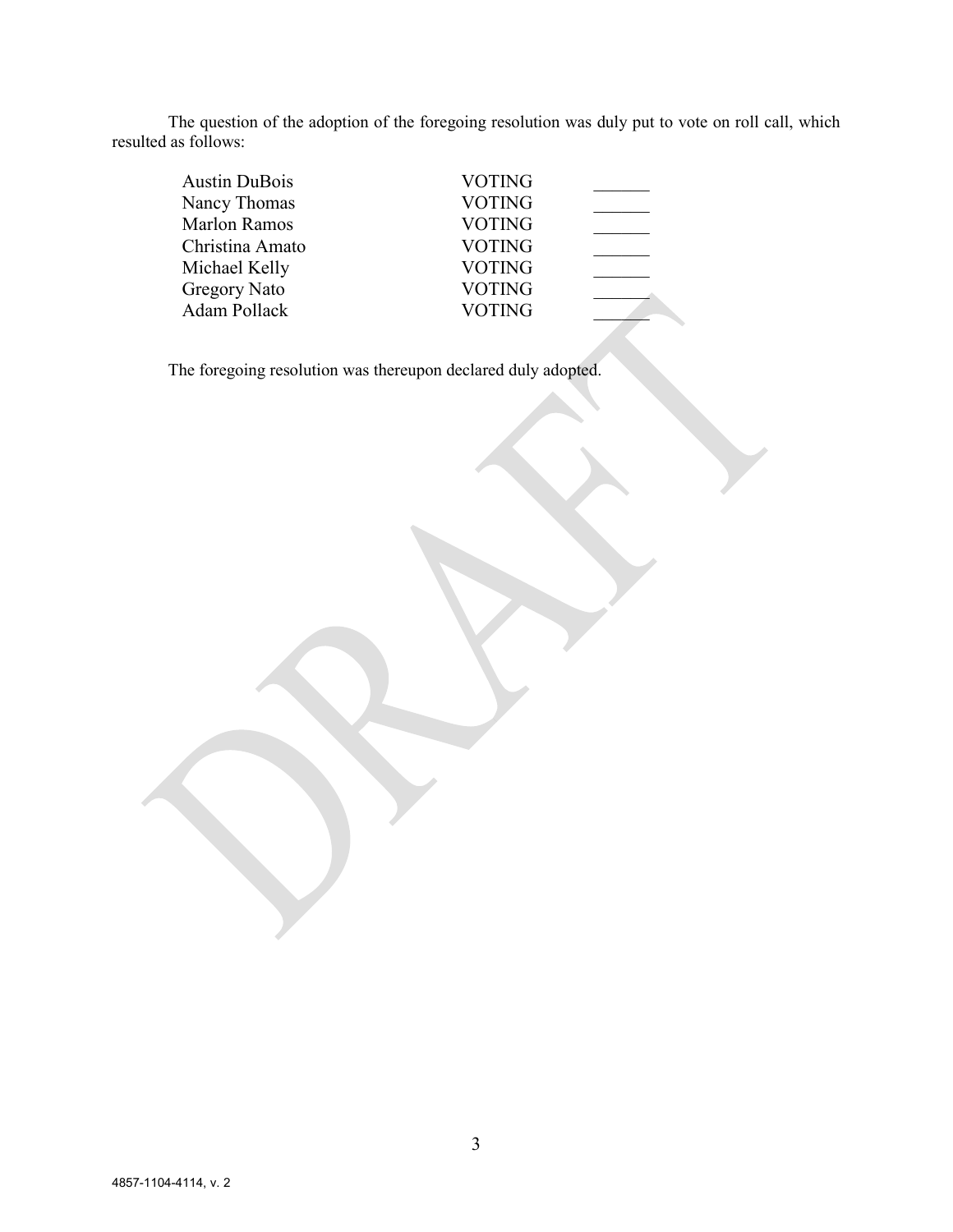The question of the adoption of the foregoing resolution was duly put to vote on roll call, which resulted as follows:

| | | |
|---|---|---|
| Austin DuBois | VOTING | ______ |
| Nancy Thomas | VOTING | ______ |
| Marlon Ramos | VOTING | ______ |
| Christina Amato | VOTING | ______ |
| Michael Kelly | VOTING | ______ |
| Gregory Nato | VOTING | ______ |
| Adam Pollack | VOTING | ______ |

The foregoing resolution was thereupon declared duly adopted.

4857-1104-4114, v. 2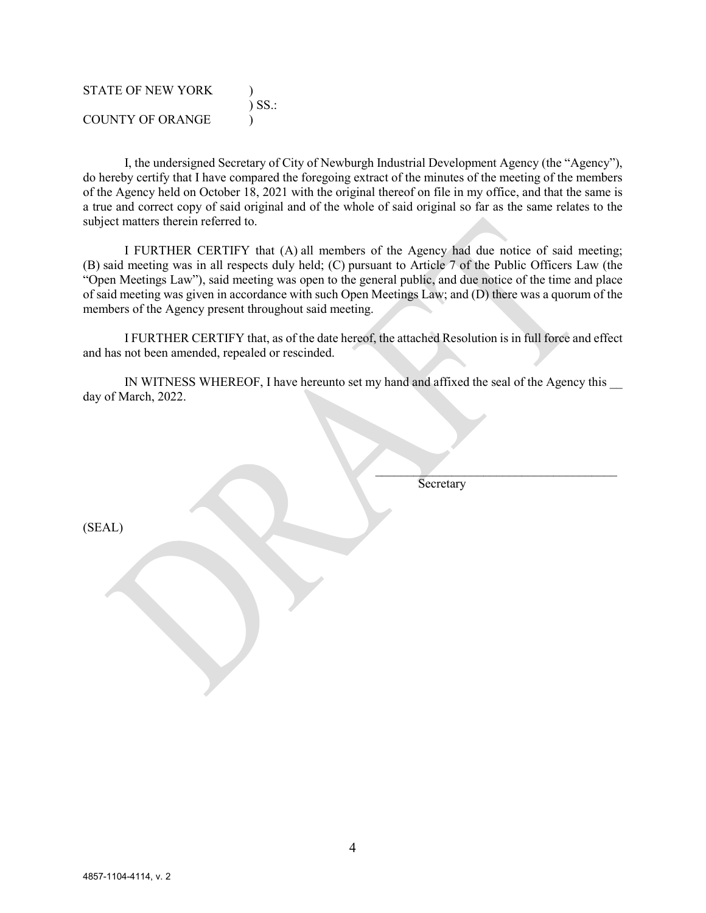STATE OF NEW YORK )
) SS.:
COUNTY OF ORANGE )

I, the undersigned Secretary of City of Newburgh Industrial Development Agency (the "Agency"), do hereby certify that I have compared the foregoing extract of the minutes of the meeting of the members of the Agency held on October 18, 2021 with the original thereof on file in my office, and that the same is a true and correct copy of said original and of the whole of said original so far as the same relates to the subject matters therein referred to.

I FURTHER CERTIFY that (A) all members of the Agency had due notice of said meeting; (B) said meeting was in all respects duly held; (C) pursuant to Article 7 of the Public Officers Law (the "Open Meetings Law"), said meeting was open to the general public, and due notice of the time and place of said meeting was given in accordance with such Open Meetings Law; and (D) there was a quorum of the members of the Agency present throughout said meeting.

I FURTHER CERTIFY that, as of the date hereof, the attached Resolution is in full force and effect and has not been amended, repealed or rescinded.

IN WITNESS WHEREOF, I have hereunto set my hand and affixed the seal of the Agency this __ day of March, 2022.

\_\_\_\_\_\_\_\_\_\_\_\_\_\_\_\_\_\_\_\_\_\_\_\_\_\_\_\_\_\_\_\_\_\_\_\_\_\_\_\_
Secretary

(SEAL)

4857-1104-4114, v. 2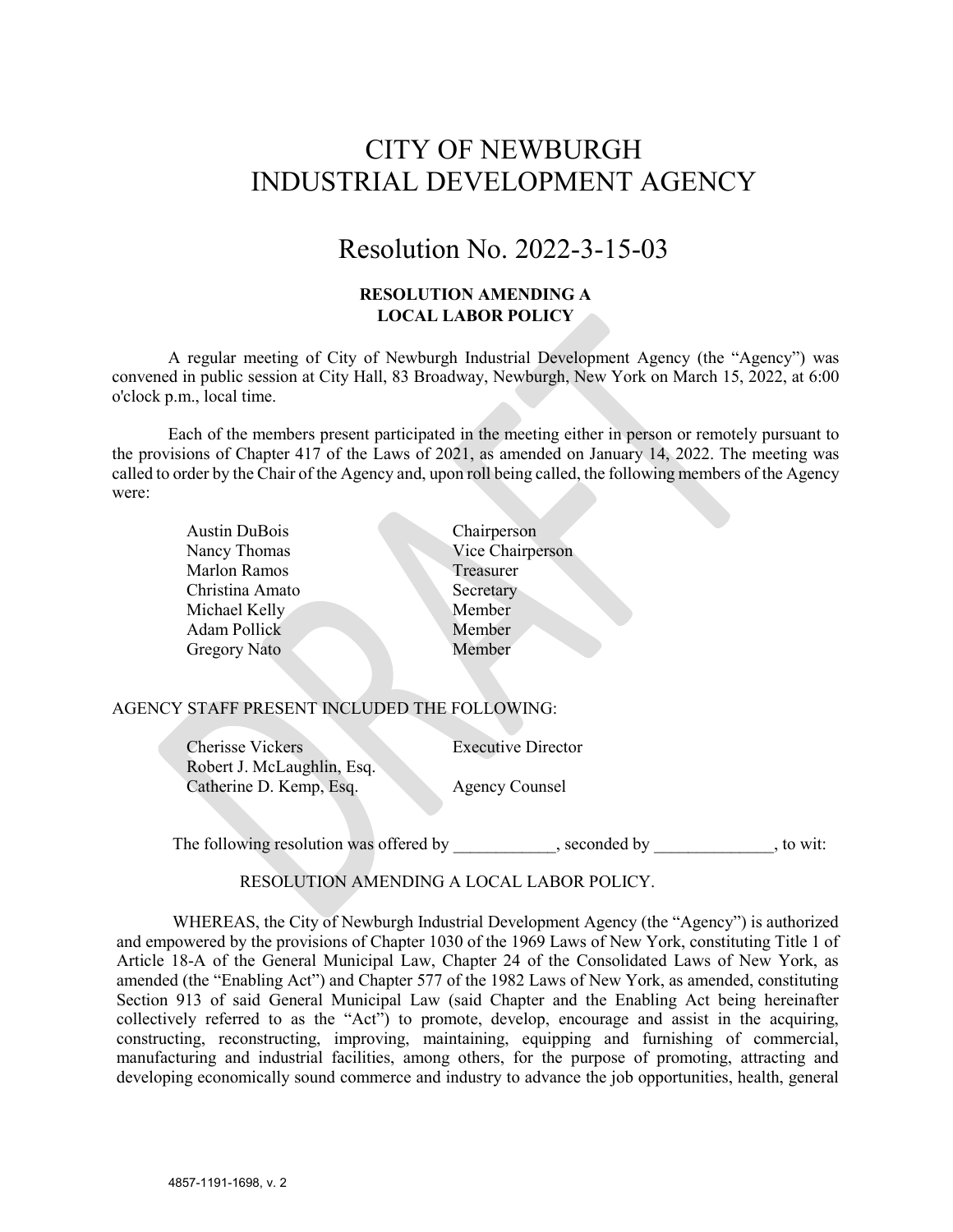# CITY OF NEWBURGH INDUSTRIAL DEVELOPMENT AGENCY

## Resolution No. 2022-3-15-03

**RESOLUTION AMENDING A LOCAL LABOR POLICY**

A regular meeting of City of Newburgh Industrial Development Agency (the "Agency") was convened in public session at City Hall, 83 Broadway, Newburgh, New York on March 15, 2022, at 6:00 o'clock p.m., local time.

Each of the members present participated in the meeting either in person or remotely pursuant to the provisions of Chapter 417 of the Laws of 2021, as amended on January 14, 2022. The meeting was called to order by the Chair of the Agency and, upon roll being called, the following members of the Agency were:

| | |
|---|---|
| Austin DuBois | Chairperson |
| Nancy Thomas | Vice Chairperson |
| Marlon Ramos | Treasurer |
| Christina Amato | Secretary |
| Michael Kelly | Member |
| Adam Pollick | Member |
| Gregory Nato | Member |

AGENCY STAFF PRESENT INCLUDED THE FOLLOWING:

| | |
|---|---|
| Cherisse Vickers | Executive Director |
| Robert J. McLaughlin, Esq. | |
| Catherine D. Kemp, Esq. | Agency Counsel |

The following resolution was offered by ____________, seconded by ______________, to wit:

RESOLUTION AMENDING A LOCAL LABOR POLICY.

WHEREAS, the City of Newburgh Industrial Development Agency (the "Agency") is authorized and empowered by the provisions of Chapter 1030 of the 1969 Laws of New York, constituting Title 1 of Article 18-A of the General Municipal Law, Chapter 24 of the Consolidated Laws of New York, as amended (the "Enabling Act") and Chapter 577 of the 1982 Laws of New York, as amended, constituting Section 913 of said General Municipal Law (said Chapter and the Enabling Act being hereinafter collectively referred to as the "Act") to promote, develop, encourage and assist in the acquiring, constructing, reconstructing, improving, maintaining, equipping and furnishing of commercial, manufacturing and industrial facilities, among others, for the purpose of promoting, attracting and developing economically sound commerce and industry to advance the job opportunities, health, general

4857-1191-1698, v. 2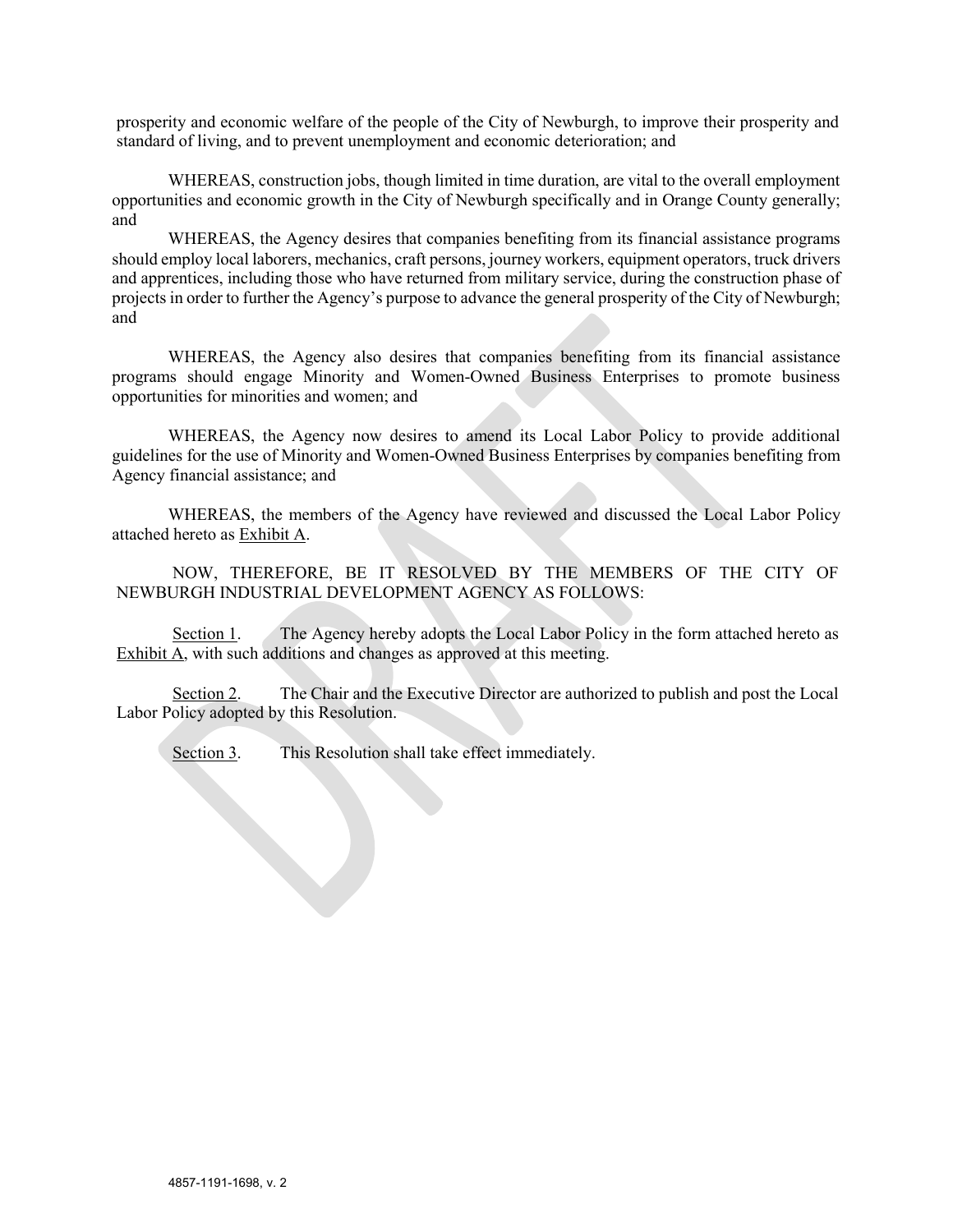prosperity and economic welfare of the people of the City of Newburgh, to improve their prosperity and standard of living, and to prevent unemployment and economic deterioration; and

WHEREAS, construction jobs, though limited in time duration, are vital to the overall employment opportunities and economic growth in the City of Newburgh specifically and in Orange County generally; and

WHEREAS, the Agency desires that companies benefiting from its financial assistance programs should employ local laborers, mechanics, craft persons, journey workers, equipment operators, truck drivers and apprentices, including those who have returned from military service, during the construction phase of projects in order to further the Agency's purpose to advance the general prosperity of the City of Newburgh; and

WHEREAS, the Agency also desires that companies benefiting from its financial assistance programs should engage Minority and Women-Owned Business Enterprises to promote business opportunities for minorities and women; and

WHEREAS, the Agency now desires to amend its Local Labor Policy to provide additional guidelines for the use of Minority and Women-Owned Business Enterprises by companies benefiting from Agency financial assistance; and

WHEREAS, the members of the Agency have reviewed and discussed the Local Labor Policy attached hereto as Exhibit A.

NOW, THEREFORE, BE IT RESOLVED BY THE MEMBERS OF THE CITY OF NEWBURGH INDUSTRIAL DEVELOPMENT AGENCY AS FOLLOWS:

Section 1. The Agency hereby adopts the Local Labor Policy in the form attached hereto as Exhibit A, with such additions and changes as approved at this meeting.

Section 2. The Chair and the Executive Director are authorized to publish and post the Local Labor Policy adopted by this Resolution.

Section 3. This Resolution shall take effect immediately.

4857-1191-1698, v. 2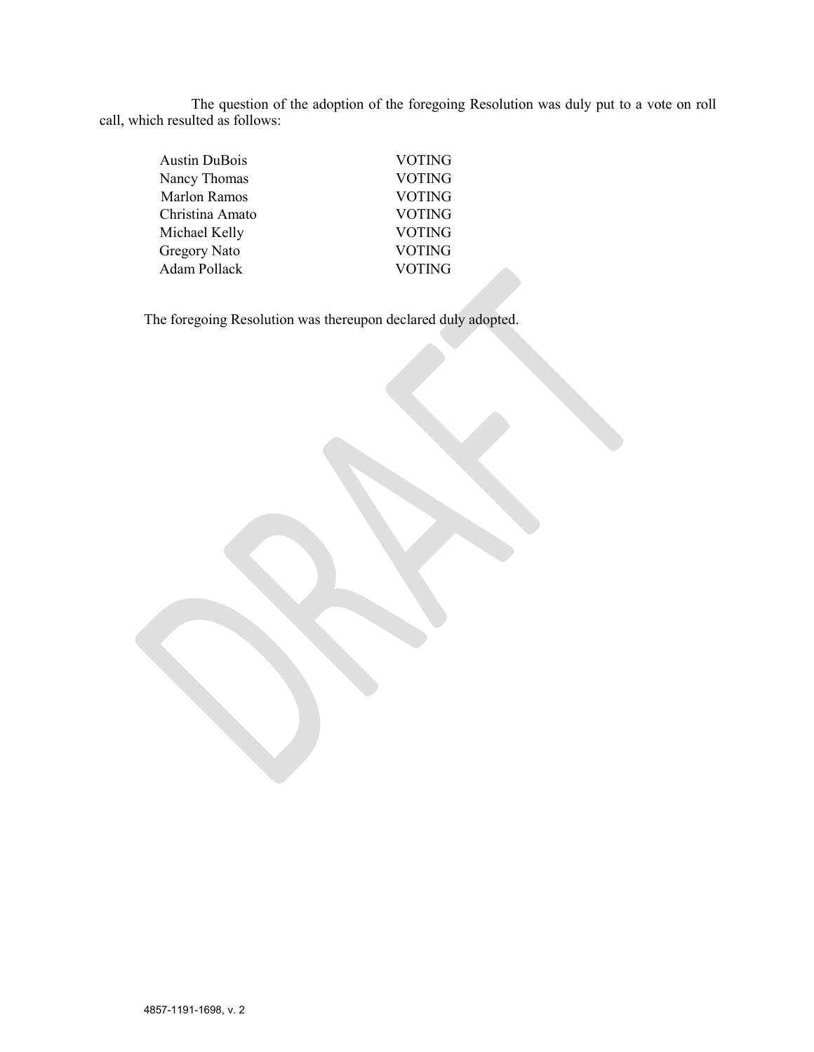The question of the adoption of the foregoing Resolution was duly put to a vote on roll call, which resulted as follows:

| | |
|---|---|
| Austin DuBois | VOTING |
| Nancy Thomas | VOTING |
| Marlon Ramos | VOTING |
| Christina Amato | VOTING |
| Michael Kelly | VOTING |
| Gregory Nato | VOTING |
| Adam Pollack | VOTING |

The foregoing Resolution was thereupon declared duly adopted.

4857-1191-1698, v. 2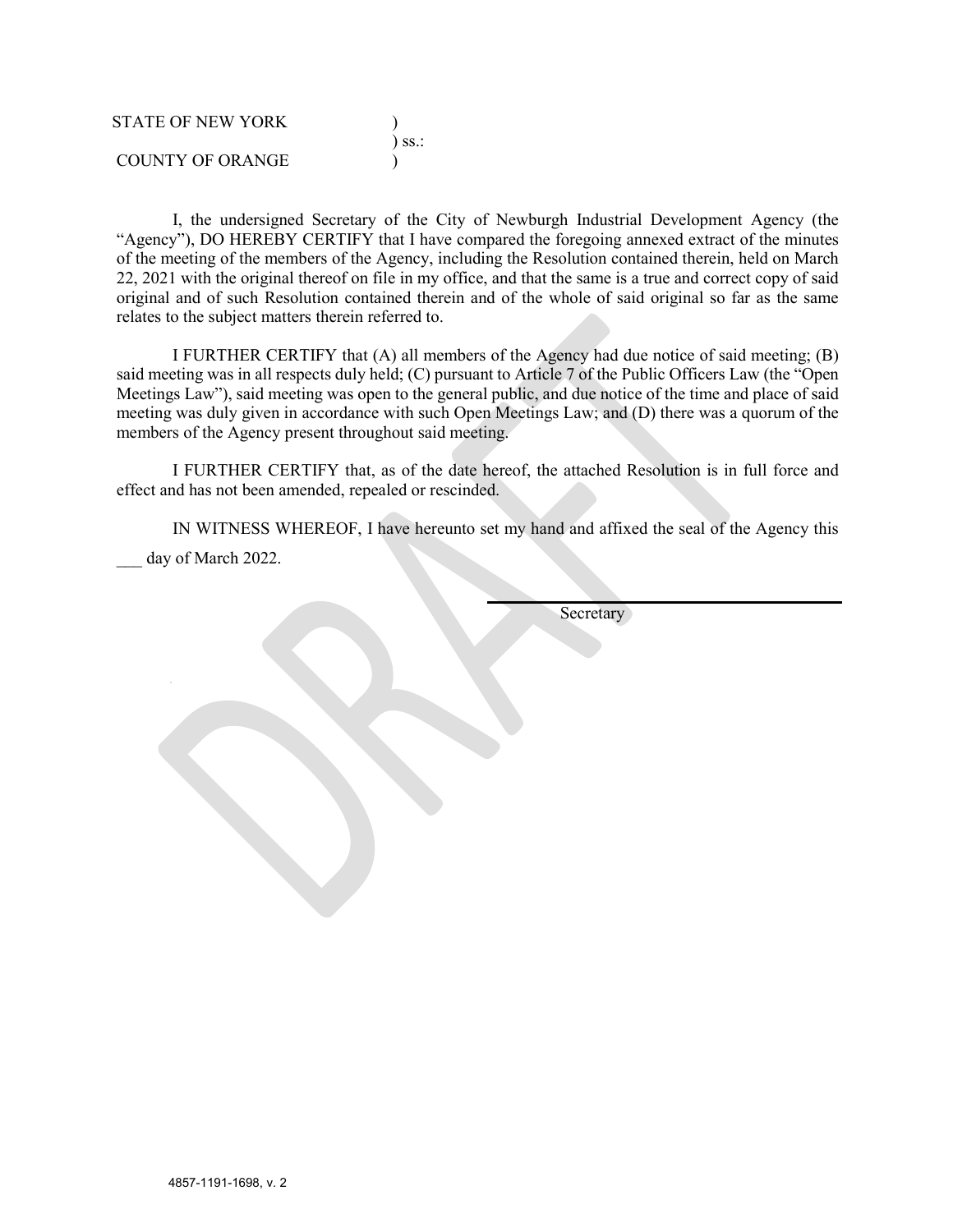STATE OF NEW YORK )
) ss.:
COUNTY OF ORANGE )

I, the undersigned Secretary of the City of Newburgh Industrial Development Agency (the "Agency"), DO HEREBY CERTIFY that I have compared the foregoing annexed extract of the minutes of the meeting of the members of the Agency, including the Resolution contained therein, held on March 22, 2021 with the original thereof on file in my office, and that the same is a true and correct copy of said original and of such Resolution contained therein and of the whole of said original so far as the same relates to the subject matters therein referred to.

I FURTHER CERTIFY that (A) all members of the Agency had due notice of said meeting; (B) said meeting was in all respects duly held; (C) pursuant to Article 7 of the Public Officers Law (the "Open Meetings Law"), said meeting was open to the general public, and due notice of the time and place of said meeting was duly given in accordance with such Open Meetings Law; and (D) there was a quorum of the members of the Agency present throughout said meeting.

I FURTHER CERTIFY that, as of the date hereof, the attached Resolution is in full force and effect and has not been amended, repealed or rescinded.

IN WITNESS WHEREOF, I have hereunto set my hand and affixed the seal of the Agency this ___ day of March 2022.

_______________________________
Secretary

4857-1191-1698, v. 2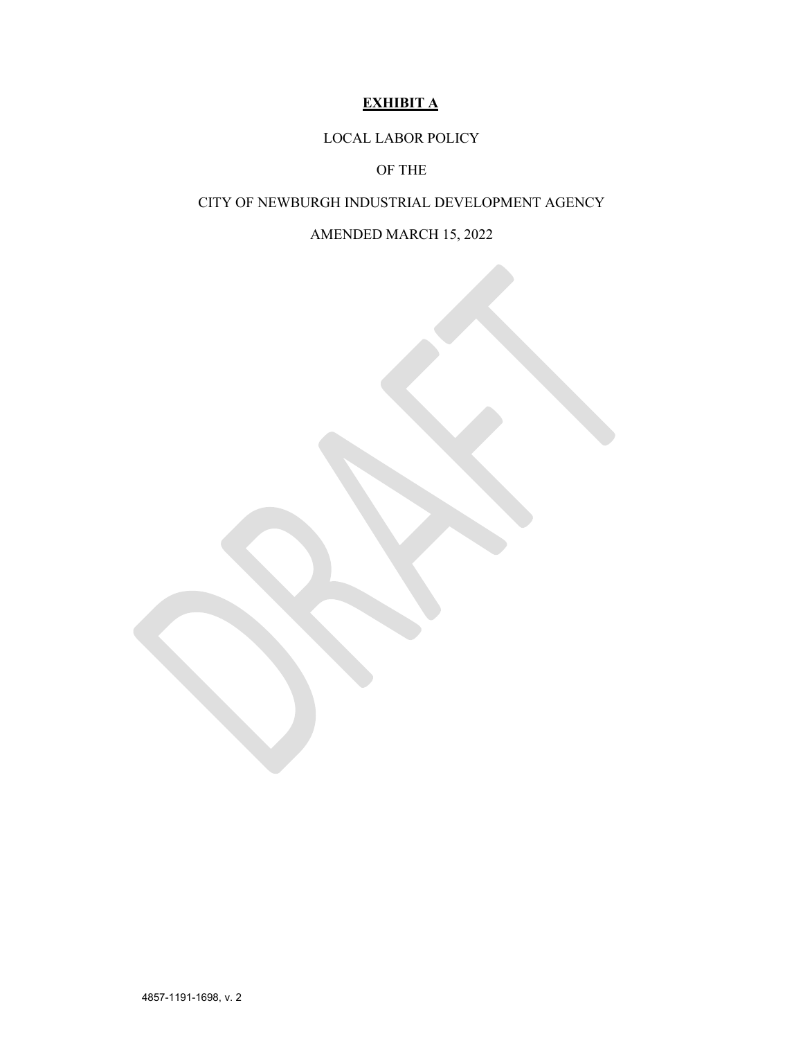**EXHIBIT A**

LOCAL LABOR POLICY

OF THE

CITY OF NEWBURGH INDUSTRIAL DEVELOPMENT AGENCY

AMENDED MARCH 15, 2022

4857-1191-1698, v. 2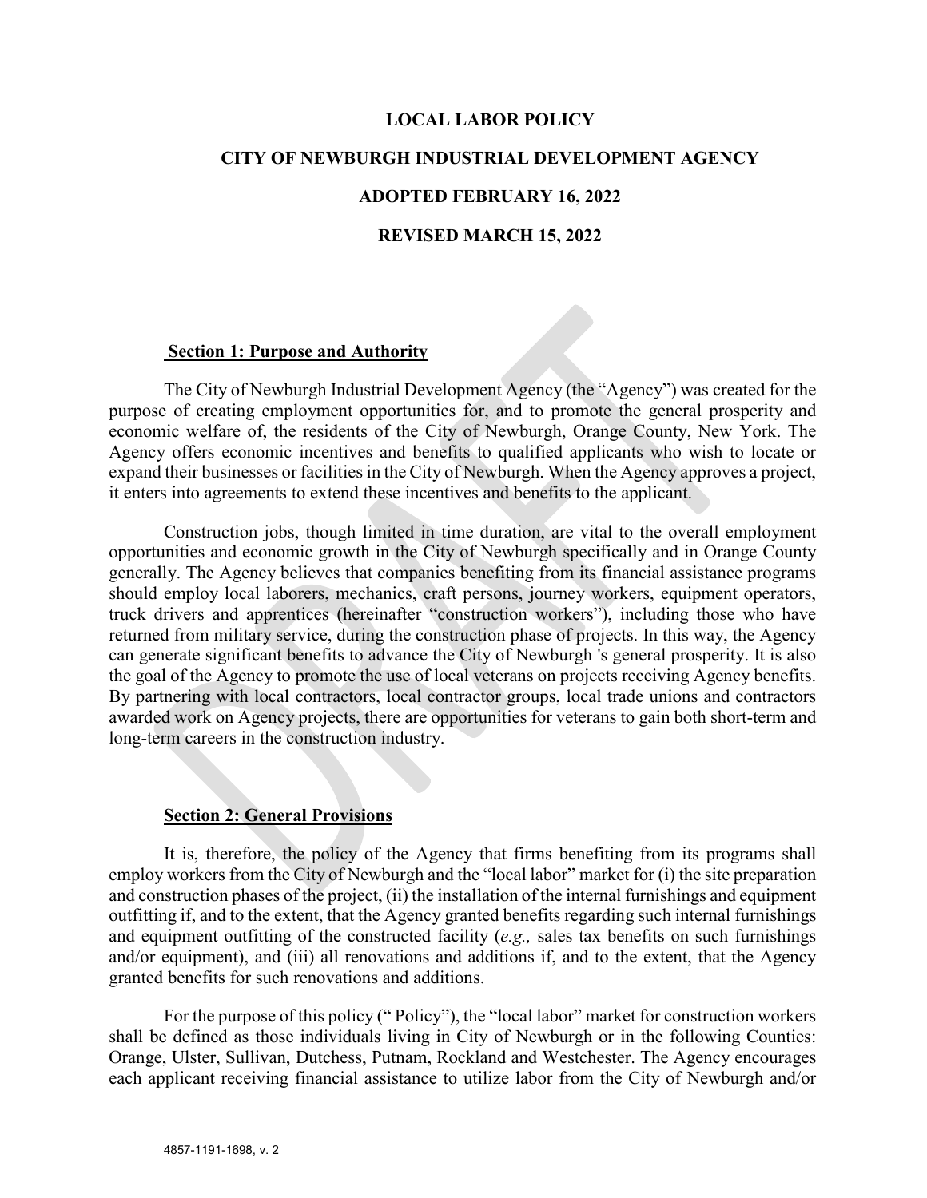**LOCAL LABOR POLICY**

**CITY OF NEWBURGH INDUSTRIAL DEVELOPMENT AGENCY**

**ADOPTED FEBRUARY 16, 2022**

**REVISED MARCH 15, 2022**

## Section 1: Purpose and Authority

The City of Newburgh Industrial Development Agency (the "Agency") was created for the purpose of creating employment opportunities for, and to promote the general prosperity and economic welfare of, the residents of the City of Newburgh, Orange County, New York. The Agency offers economic incentives and benefits to qualified applicants who wish to locate or expand their businesses or facilities in the City of Newburgh. When the Agency approves a project, it enters into agreements to extend these incentives and benefits to the applicant.

Construction jobs, though limited in time duration, are vital to the overall employment opportunities and economic growth in the City of Newburgh specifically and in Orange County generally. The Agency believes that companies benefiting from its financial assistance programs should employ local laborers, mechanics, craft persons, journey workers, equipment operators, truck drivers and apprentices (hereinafter "construction workers"), including those who have returned from military service, during the construction phase of projects. In this way, the Agency can generate significant benefits to advance the City of Newburgh 's general prosperity. It is also the goal of the Agency to promote the use of local veterans on projects receiving Agency benefits. By partnering with local contractors, local contractor groups, local trade unions and contractors awarded work on Agency projects, there are opportunities for veterans to gain both short-term and long-term careers in the construction industry.

## Section 2: General Provisions

It is, therefore, the policy of the Agency that firms benefiting from its programs shall employ workers from the City of Newburgh and the "local labor" market for (i) the site preparation and construction phases of the project, (ii) the installation of the internal furnishings and equipment outfitting if, and to the extent, that the Agency granted benefits regarding such internal furnishings and equipment outfitting of the constructed facility (*e.g.,* sales tax benefits on such furnishings and/or equipment), and (iii) all renovations and additions if, and to the extent, that the Agency granted benefits for such renovations and additions.

For the purpose of this policy (" Policy"), the "local labor" market for construction workers shall be defined as those individuals living in City of Newburgh or in the following Counties: Orange, Ulster, Sullivan, Dutchess, Putnam, Rockland and Westchester. The Agency encourages each applicant receiving financial assistance to utilize labor from the City of Newburgh and/or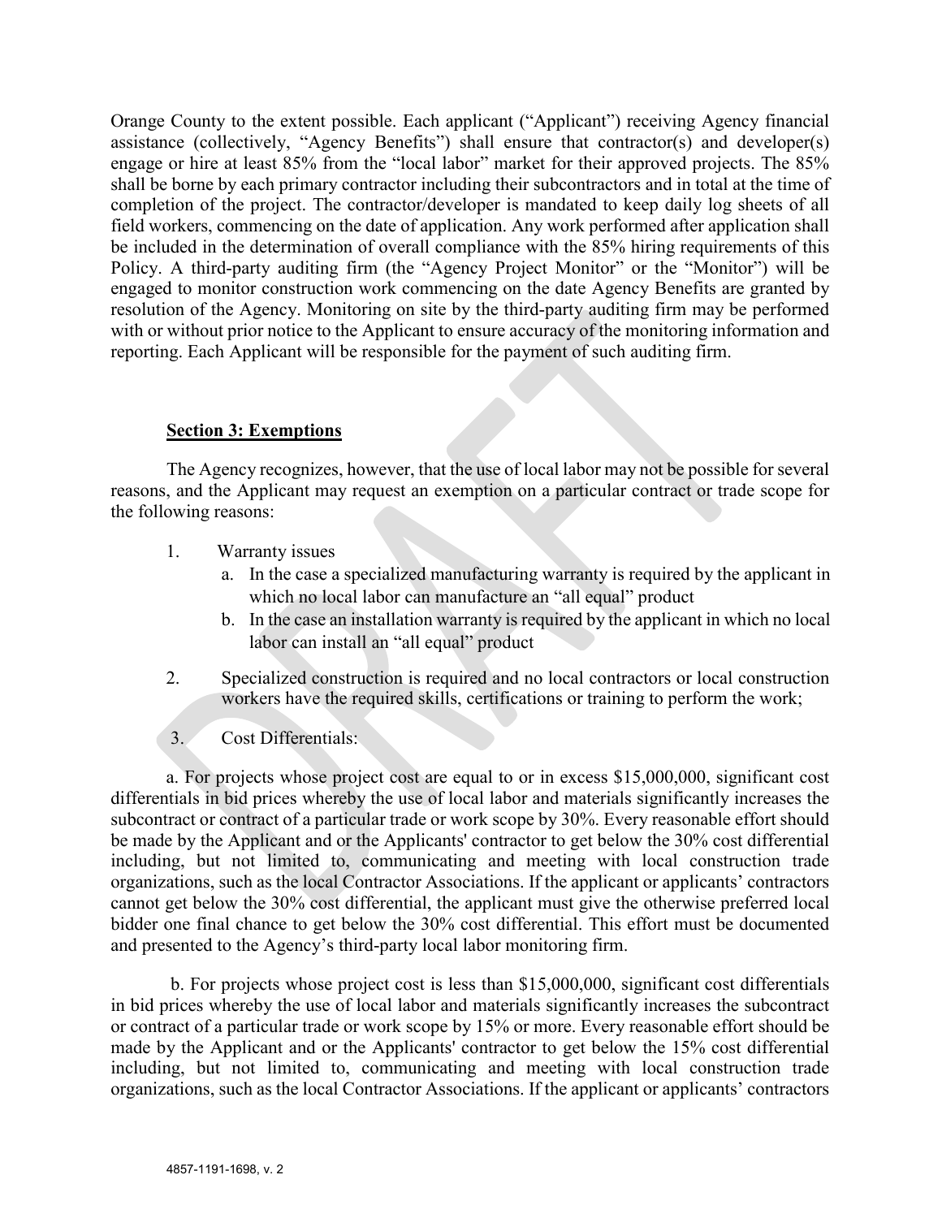Orange County to the extent possible. Each applicant ("Applicant") receiving Agency financial assistance (collectively, "Agency Benefits") shall ensure that contractor(s) and developer(s) engage or hire at least 85% from the "local labor" market for their approved projects. The 85% shall be borne by each primary contractor including their subcontractors and in total at the time of completion of the project. The contractor/developer is mandated to keep daily log sheets of all field workers, commencing on the date of application. Any work performed after application shall be included in the determination of overall compliance with the 85% hiring requirements of this Policy. A third-party auditing firm (the "Agency Project Monitor" or the "Monitor") will be engaged to monitor construction work commencing on the date Agency Benefits are granted by resolution of the Agency. Monitoring on site by the third-party auditing firm may be performed with or without prior notice to the Applicant to ensure accuracy of the monitoring information and reporting. Each Applicant will be responsible for the payment of such auditing firm.

## Section 3: Exemptions

The Agency recognizes, however, that the use of local labor may not be possible for several reasons, and the Applicant may request an exemption on a particular contract or trade scope for the following reasons:

1. Warranty issues
   a. In the case a specialized manufacturing warranty is required by the applicant in which no local labor can manufacture an "all equal" product
   b. In the case an installation warranty is required by the applicant in which no local labor can install an "all equal" product

2. Specialized construction is required and no local contractors or local construction workers have the required skills, certifications or training to perform the work;

3. Cost Differentials:

a. For projects whose project cost are equal to or in excess $15,000,000, significant cost differentials in bid prices whereby the use of local labor and materials significantly increases the subcontract or contract of a particular trade or work scope by 30%. Every reasonable effort should be made by the Applicant and or the Applicants' contractor to get below the 30% cost differential including, but not limited to, communicating and meeting with local construction trade organizations, such as the local Contractor Associations. If the applicant or applicants' contractors cannot get below the 30% cost differential, the applicant must give the otherwise preferred local bidder one final chance to get below the 30% cost differential. This effort must be documented and presented to the Agency's third-party local labor monitoring firm.

b. For projects whose project cost is less than $15,000,000, significant cost differentials in bid prices whereby the use of local labor and materials significantly increases the subcontract or contract of a particular trade or work scope by 15% or more. Every reasonable effort should be made by the Applicant and or the Applicants' contractor to get below the 15% cost differential including, but not limited to, communicating and meeting with local construction trade organizations, such as the local Contractor Associations. If the applicant or applicants' contractors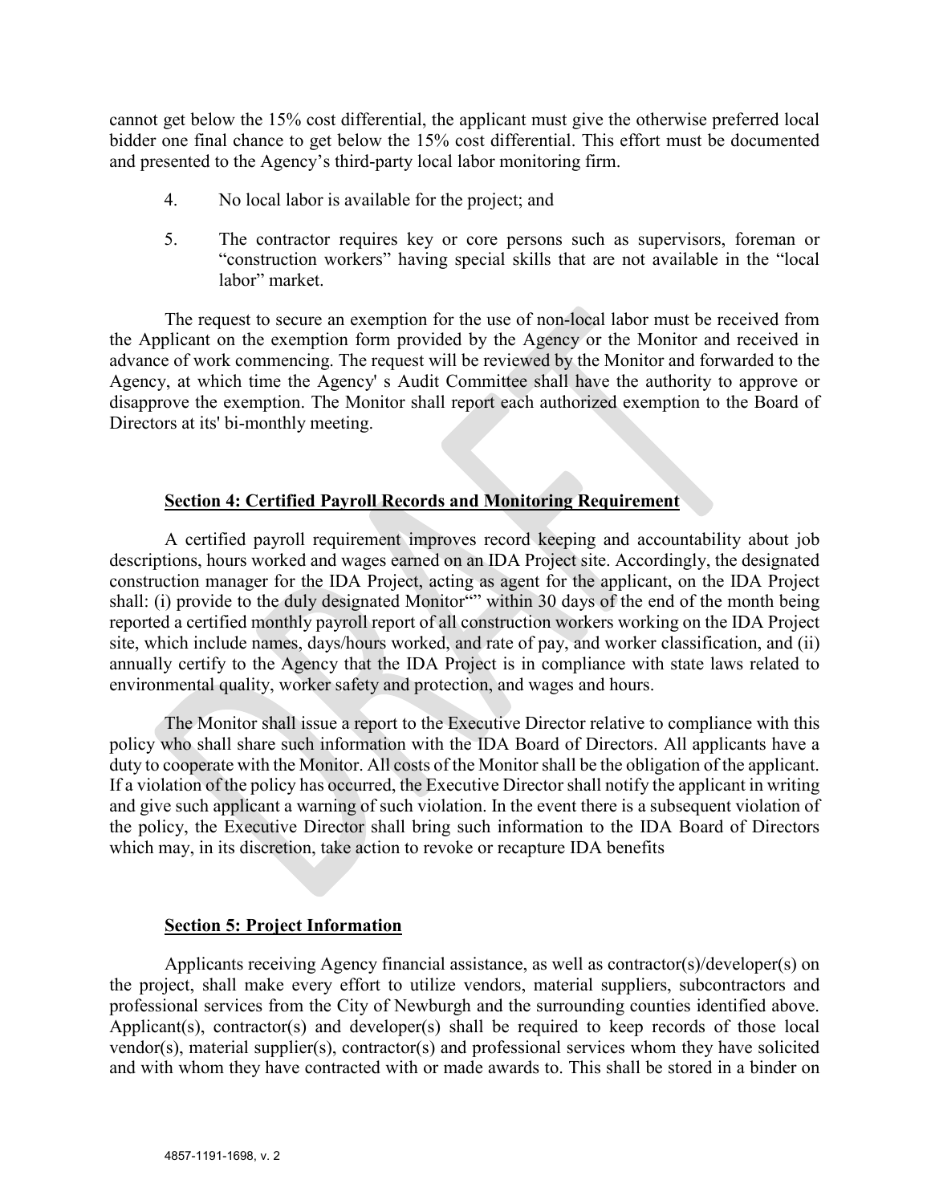cannot get below the 15% cost differential, the applicant must give the otherwise preferred local bidder one final chance to get below the 15% cost differential. This effort must be documented and presented to the Agency's third-party local labor monitoring firm.

4. No local labor is available for the project; and

5. The contractor requires key or core persons such as supervisors, foreman or "construction workers" having special skills that are not available in the "local labor" market.

The request to secure an exemption for the use of non-local labor must be received from the Applicant on the exemption form provided by the Agency or the Monitor and received in advance of work commencing. The request will be reviewed by the Monitor and forwarded to the Agency, at which time the Agency' s Audit Committee shall have the authority to approve or disapprove the exemption. The Monitor shall report each authorized exemption to the Board of Directors at its' bi-monthly meeting.

**Section 4: Certified Payroll Records and Monitoring Requirement**

A certified payroll requirement improves record keeping and accountability about job descriptions, hours worked and wages earned on an IDA Project site. Accordingly, the designated construction manager for the IDA Project, acting as agent for the applicant, on the IDA Project shall: (i) provide to the duly designated Monitor"" within 30 days of the end of the month being reported a certified monthly payroll report of all construction workers working on the IDA Project site, which include names, days/hours worked, and rate of pay, and worker classification, and (ii) annually certify to the Agency that the IDA Project is in compliance with state laws related to environmental quality, worker safety and protection, and wages and hours.

The Monitor shall issue a report to the Executive Director relative to compliance with this policy who shall share such information with the IDA Board of Directors. All applicants have a duty to cooperate with the Monitor. All costs of the Monitor shall be the obligation of the applicant. If a violation of the policy has occurred, the Executive Director shall notify the applicant in writing and give such applicant a warning of such violation. In the event there is a subsequent violation of the policy, the Executive Director shall bring such information to the IDA Board of Directors which may, in its discretion, take action to revoke or recapture IDA benefits

**Section 5: Project Information**

Applicants receiving Agency financial assistance, as well as contractor(s)/developer(s) on the project, shall make every effort to utilize vendors, material suppliers, subcontractors and professional services from the City of Newburgh and the surrounding counties identified above. Applicant(s), contractor(s) and developer(s) shall be required to keep records of those local vendor(s), material supplier(s), contractor(s) and professional services whom they have solicited and with whom they have contracted with or made awards to. This shall be stored in a binder on

4857-1191-1698, v. 2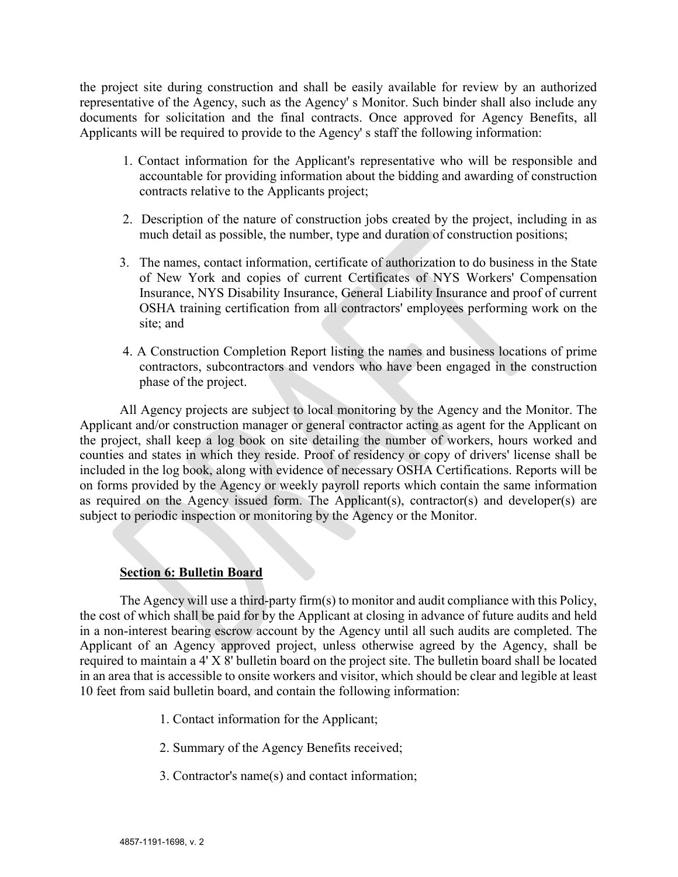the project site during construction and shall be easily available for review by an authorized representative of the Agency, such as the Agency' s Monitor. Such binder shall also include any documents for solicitation and the final contracts. Once approved for Agency Benefits, all Applicants will be required to provide to the Agency' s staff the following information:

1. Contact information for the Applicant's representative who will be responsible and accountable for providing information about the bidding and awarding of construction contracts relative to the Applicants project;

2. Description of the nature of construction jobs created by the project, including in as much detail as possible, the number, type and duration of construction positions;

3. The names, contact information, certificate of authorization to do business in the State of New York and copies of current Certificates of NYS Workers' Compensation Insurance, NYS Disability Insurance, General Liability Insurance and proof of current OSHA training certification from all contractors' employees performing work on the site; and

4. A Construction Completion Report listing the names and business locations of prime contractors, subcontractors and vendors who have been engaged in the construction phase of the project.

All Agency projects are subject to local monitoring by the Agency and the Monitor. The Applicant and/or construction manager or general contractor acting as agent for the Applicant on the project, shall keep a log book on site detailing the number of workers, hours worked and counties and states in which they reside. Proof of residency or copy of drivers' license shall be included in the log book, along with evidence of necessary OSHA Certifications. Reports will be on forms provided by the Agency or weekly payroll reports which contain the same information as required on the Agency issued form. The Applicant(s), contractor(s) and developer(s) are subject to periodic inspection or monitoring by the Agency or the Monitor.

## Section 6: Bulletin Board

The Agency will use a third-party firm(s) to monitor and audit compliance with this Policy, the cost of which shall be paid for by the Applicant at closing in advance of future audits and held in a non-interest bearing escrow account by the Agency until all such audits are completed. The Applicant of an Agency approved project, unless otherwise agreed by the Agency, shall be required to maintain a 4' X 8' bulletin board on the project site. The bulletin board shall be located in an area that is accessible to onsite workers and visitor, which should be clear and legible at least 10 feet from said bulletin board, and contain the following information:

1. Contact information for the Applicant;

2. Summary of the Agency Benefits received;

3. Contractor's name(s) and contact information;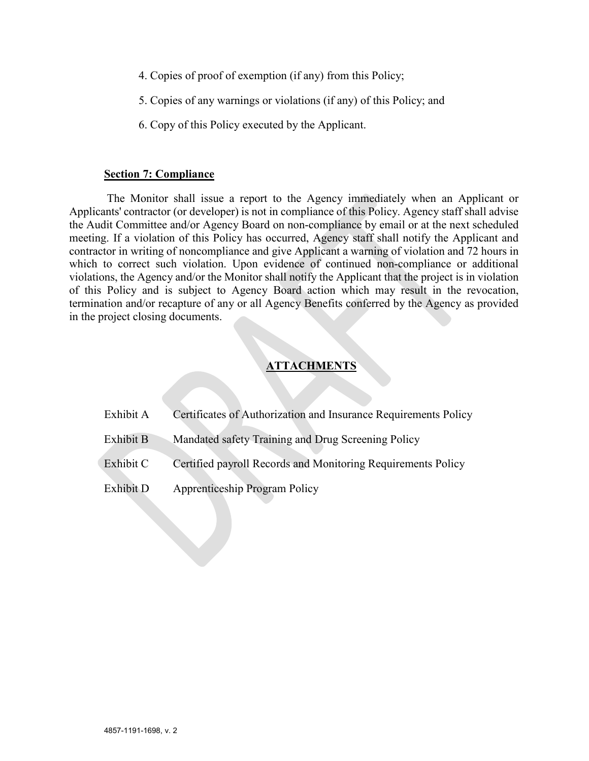4. Copies of proof of exemption (if any) from this Policy;

5. Copies of any warnings or violations (if any) of this Policy; and

6. Copy of this Policy executed by the Applicant.

**Section 7: Compliance**

The Monitor shall issue a report to the Agency immediately when an Applicant or Applicants' contractor (or developer) is not in compliance of this Policy. Agency staff shall advise the Audit Committee and/or Agency Board on non-compliance by email or at the next scheduled meeting. If a violation of this Policy has occurred, Agency staff shall notify the Applicant and contractor in writing of noncompliance and give Applicant a warning of violation and 72 hours in which to correct such violation. Upon evidence of continued non-compliance or additional violations, the Agency and/or the Monitor shall notify the Applicant that the project is in violation of this Policy and is subject to Agency Board action which may result in the revocation, termination and/or recapture of any or all Agency Benefits conferred by the Agency as provided in the project closing documents.

**ATTACHMENTS**

| | |
|---|---|
| Exhibit A | Certificates of Authorization and Insurance Requirements Policy |
| Exhibit B | Mandated safety Training and Drug Screening Policy |
| Exhibit C | Certified payroll Records and Monitoring Requirements Policy |
| Exhibit D | Apprenticeship Program Policy |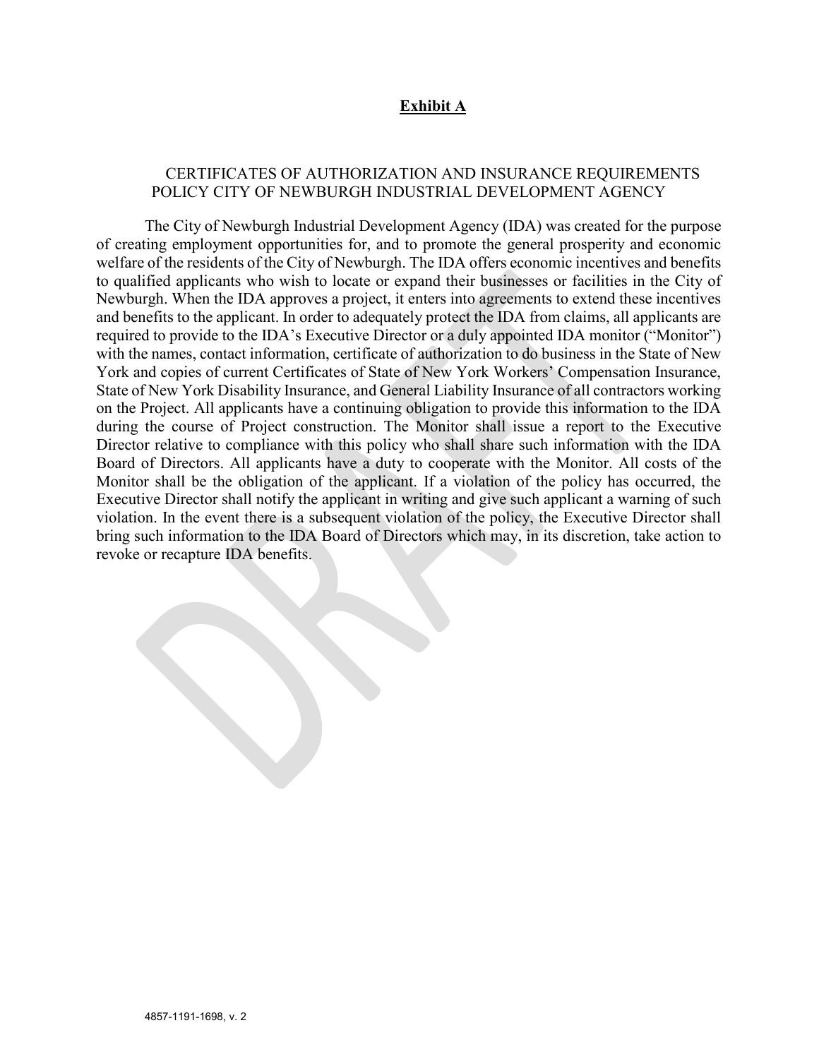**Exhibit A**

CERTIFICATES OF AUTHORIZATION AND INSURANCE REQUIREMENTS POLICY CITY OF NEWBURGH INDUSTRIAL DEVELOPMENT AGENCY

The City of Newburgh Industrial Development Agency (IDA) was created for the purpose of creating employment opportunities for, and to promote the general prosperity and economic welfare of the residents of the City of Newburgh. The IDA offers economic incentives and benefits to qualified applicants who wish to locate or expand their businesses or facilities in the City of Newburgh. When the IDA approves a project, it enters into agreements to extend these incentives and benefits to the applicant. In order to adequately protect the IDA from claims, all applicants are required to provide to the IDA's Executive Director or a duly appointed IDA monitor ("Monitor") with the names, contact information, certificate of authorization to do business in the State of New York and copies of current Certificates of State of New York Workers' Compensation Insurance, State of New York Disability Insurance, and General Liability Insurance of all contractors working on the Project. All applicants have a continuing obligation to provide this information to the IDA during the course of Project construction. The Monitor shall issue a report to the Executive Director relative to compliance with this policy who shall share such information with the IDA Board of Directors. All applicants have a duty to cooperate with the Monitor. All costs of the Monitor shall be the obligation of the applicant. If a violation of the policy has occurred, the Executive Director shall notify the applicant in writing and give such applicant a warning of such violation. In the event there is a subsequent violation of the policy, the Executive Director shall bring such information to the IDA Board of Directors which may, in its discretion, take action to revoke or recapture IDA benefits.

4857-1191-1698, v. 2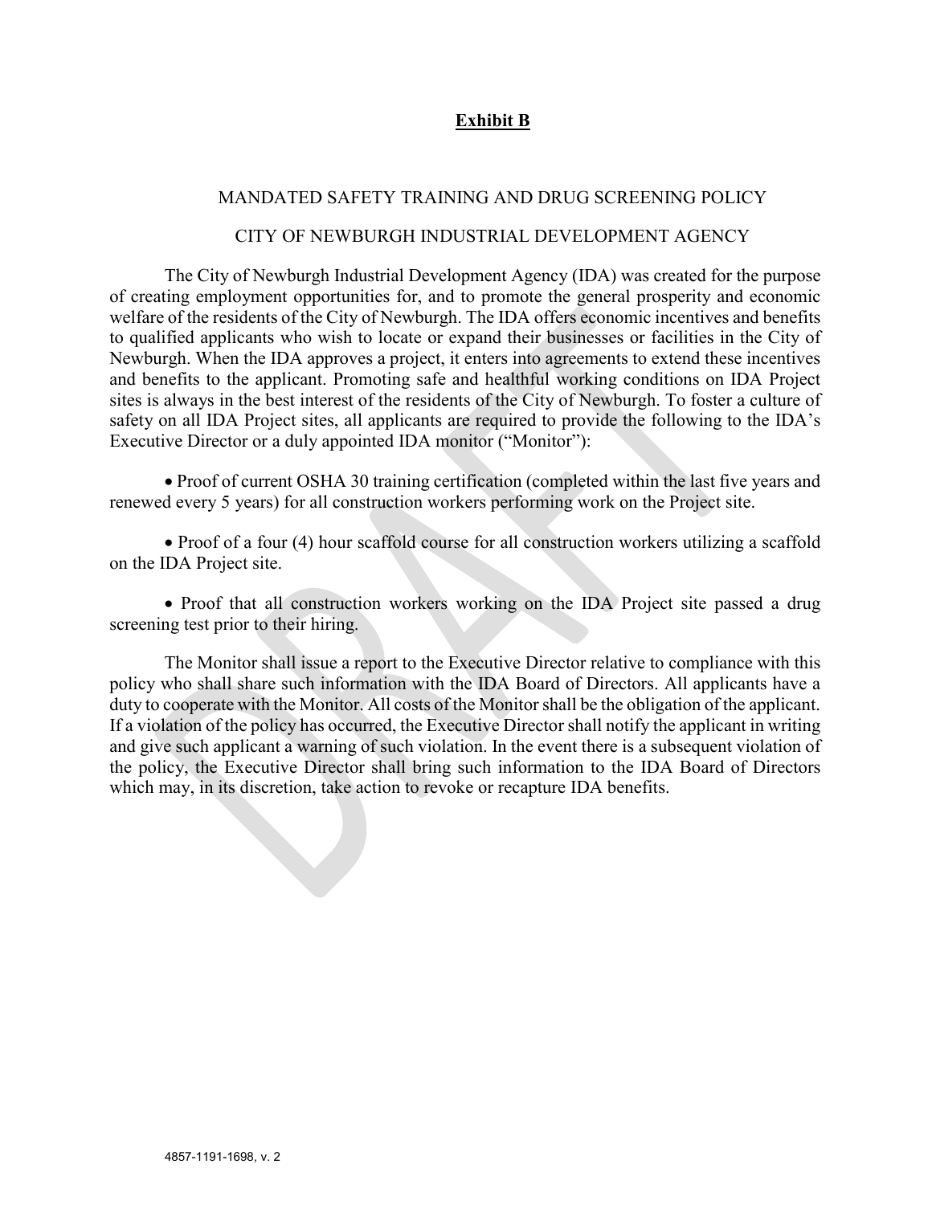## Exhibit B

MANDATED SAFETY TRAINING AND DRUG SCREENING POLICY

CITY OF NEWBURGH INDUSTRIAL DEVELOPMENT AGENCY

The City of Newburgh Industrial Development Agency (IDA) was created for the purpose of creating employment opportunities for, and to promote the general prosperity and economic welfare of the residents of the City of Newburgh. The IDA offers economic incentives and benefits to qualified applicants who wish to locate or expand their businesses or facilities in the City of Newburgh. When the IDA approves a project, it enters into agreements to extend these incentives and benefits to the applicant. Promoting safe and healthful working conditions on IDA Project sites is always in the best interest of the residents of the City of Newburgh. To foster a culture of safety on all IDA Project sites, all applicants are required to provide the following to the IDA's Executive Director or a duly appointed IDA monitor ("Monitor"):

- Proof of current OSHA 30 training certification (completed within the last five years and renewed every 5 years) for all construction workers performing work on the Project site.

- Proof of a four (4) hour scaffold course for all construction workers utilizing a scaffold on the IDA Project site.

- Proof that all construction workers working on the IDA Project site passed a drug screening test prior to their hiring.

The Monitor shall issue a report to the Executive Director relative to compliance with this policy who shall share such information with the IDA Board of Directors. All applicants have a duty to cooperate with the Monitor. All costs of the Monitor shall be the obligation of the applicant. If a violation of the policy has occurred, the Executive Director shall notify the applicant in writing and give such applicant a warning of such violation. In the event there is a subsequent violation of the policy, the Executive Director shall bring such information to the IDA Board of Directors which may, in its discretion, take action to revoke or recapture IDA benefits.

4857-1191-1698, v. 2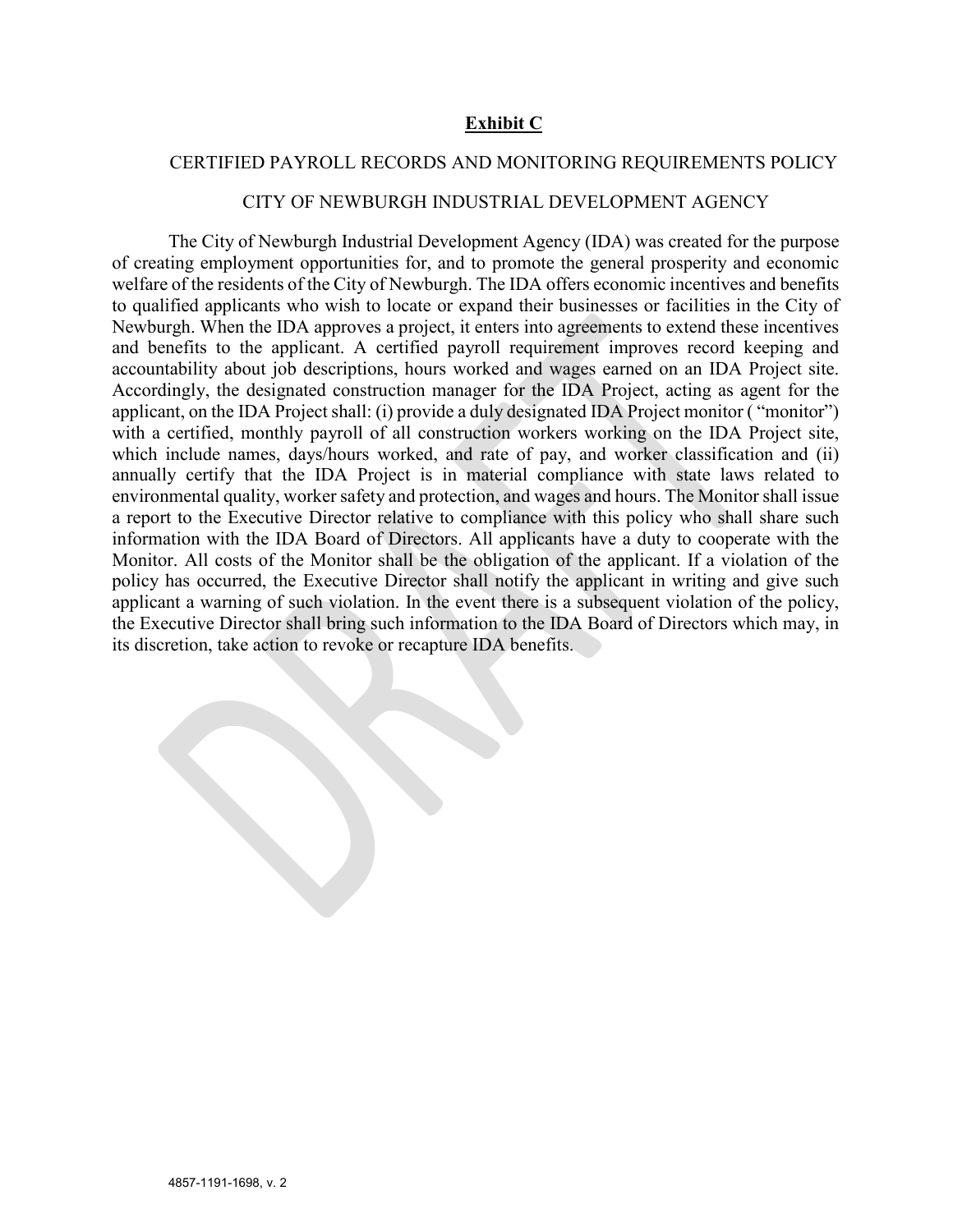## **Exhibit C**

CERTIFIED PAYROLL RECORDS AND MONITORING REQUIREMENTS POLICY

CITY OF NEWBURGH INDUSTRIAL DEVELOPMENT AGENCY

The City of Newburgh Industrial Development Agency (IDA) was created for the purpose of creating employment opportunities for, and to promote the general prosperity and economic welfare of the residents of the City of Newburgh. The IDA offers economic incentives and benefits to qualified applicants who wish to locate or expand their businesses or facilities in the City of Newburgh. When the IDA approves a project, it enters into agreements to extend these incentives and benefits to the applicant. A certified payroll requirement improves record keeping and accountability about job descriptions, hours worked and wages earned on an IDA Project site. Accordingly, the designated construction manager for the IDA Project, acting as agent for the applicant, on the IDA Project shall: (i) provide a duly designated IDA Project monitor ( "monitor") with a certified, monthly payroll of all construction workers working on the IDA Project site, which include names, days/hours worked, and rate of pay, and worker classification and (ii) annually certify that the IDA Project is in material compliance with state laws related to environmental quality, worker safety and protection, and wages and hours. The Monitor shall issue a report to the Executive Director relative to compliance with this policy who shall share such information with the IDA Board of Directors. All applicants have a duty to cooperate with the Monitor. All costs of the Monitor shall be the obligation of the applicant. If a violation of the policy has occurred, the Executive Director shall notify the applicant in writing and give such applicant a warning of such violation. In the event there is a subsequent violation of the policy, the Executive Director shall bring such information to the IDA Board of Directors which may, in its discretion, take action to revoke or recapture IDA benefits.

4857-1191-1698, v. 2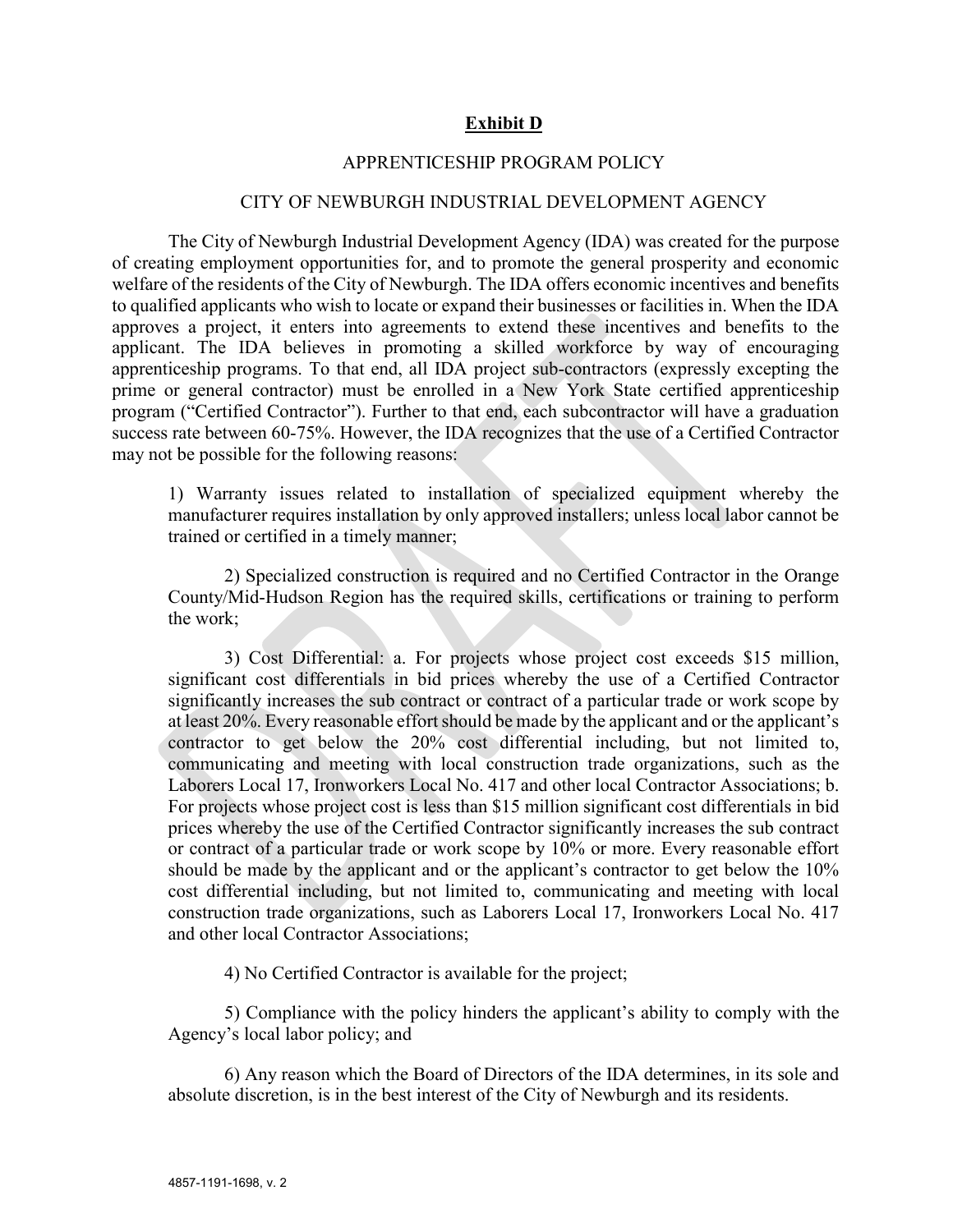**Exhibit D**

APPRENTICESHIP PROGRAM POLICY

CITY OF NEWBURGH INDUSTRIAL DEVELOPMENT AGENCY

The City of Newburgh Industrial Development Agency (IDA) was created for the purpose of creating employment opportunities for, and to promote the general prosperity and economic welfare of the residents of the City of Newburgh. The IDA offers economic incentives and benefits to qualified applicants who wish to locate or expand their businesses or facilities in. When the IDA approves a project, it enters into agreements to extend these incentives and benefits to the applicant. The IDA believes in promoting a skilled workforce by way of encouraging apprenticeship programs. To that end, all IDA project sub-contractors (expressly excepting the prime or general contractor) must be enrolled in a New York State certified apprenticeship program ("Certified Contractor"). Further to that end, each subcontractor will have a graduation success rate between 60-75%. However, the IDA recognizes that the use of a Certified Contractor may not be possible for the following reasons:

1) Warranty issues related to installation of specialized equipment whereby the manufacturer requires installation by only approved installers; unless local labor cannot be trained or certified in a timely manner;

2) Specialized construction is required and no Certified Contractor in the Orange County/Mid-Hudson Region has the required skills, certifications or training to perform the work;

3) Cost Differential: a. For projects whose project cost exceeds $15 million, significant cost differentials in bid prices whereby the use of a Certified Contractor significantly increases the sub contract or contract of a particular trade or work scope by at least 20%. Every reasonable effort should be made by the applicant and or the applicant's contractor to get below the 20% cost differential including, but not limited to, communicating and meeting with local construction trade organizations, such as the Laborers Local 17, Ironworkers Local No. 417 and other local Contractor Associations; b. For projects whose project cost is less than $15 million significant cost differentials in bid prices whereby the use of the Certified Contractor significantly increases the sub contract or contract of a particular trade or work scope by 10% or more. Every reasonable effort should be made by the applicant and or the applicant's contractor to get below the 10% cost differential including, but not limited to, communicating and meeting with local construction trade organizations, such as Laborers Local 17, Ironworkers Local No. 417 and other local Contractor Associations;

4) No Certified Contractor is available for the project;

5) Compliance with the policy hinders the applicant's ability to comply with the Agency's local labor policy; and

6) Any reason which the Board of Directors of the IDA determines, in its sole and absolute discretion, is in the best interest of the City of Newburgh and its residents.

4857-1191-1698, v. 2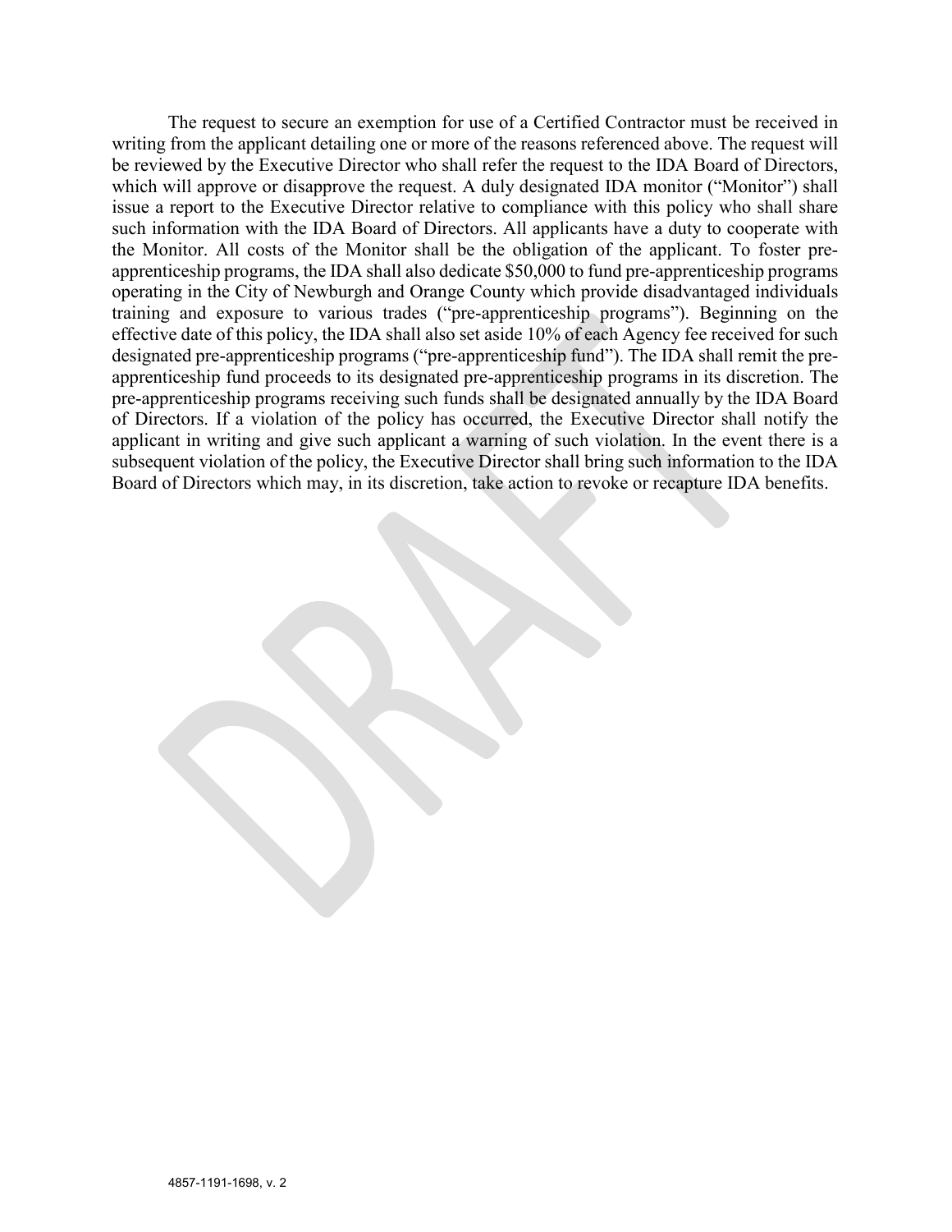The request to secure an exemption for use of a Certified Contractor must be received in writing from the applicant detailing one or more of the reasons referenced above. The request will be reviewed by the Executive Director who shall refer the request to the IDA Board of Directors, which will approve or disapprove the request. A duly designated IDA monitor ("Monitor") shall issue a report to the Executive Director relative to compliance with this policy who shall share such information with the IDA Board of Directors. All applicants have a duty to cooperate with the Monitor. All costs of the Monitor shall be the obligation of the applicant. To foster pre-apprenticeship programs, the IDA shall also dedicate $50,000 to fund pre-apprenticeship programs operating in the City of Newburgh and Orange County which provide disadvantaged individuals training and exposure to various trades ("pre-apprenticeship programs"). Beginning on the effective date of this policy, the IDA shall also set aside 10% of each Agency fee received for such designated pre-apprenticeship programs ("pre-apprenticeship fund"). The IDA shall remit the pre-apprenticeship fund proceeds to its designated pre-apprenticeship programs in its discretion. The pre-apprenticeship programs receiving such funds shall be designated annually by the IDA Board of Directors. If a violation of the policy has occurred, the Executive Director shall notify the applicant in writing and give such applicant a warning of such violation. In the event there is a subsequent violation of the policy, the Executive Director shall bring such information to the IDA Board of Directors which may, in its discretion, take action to revoke or recapture IDA benefits.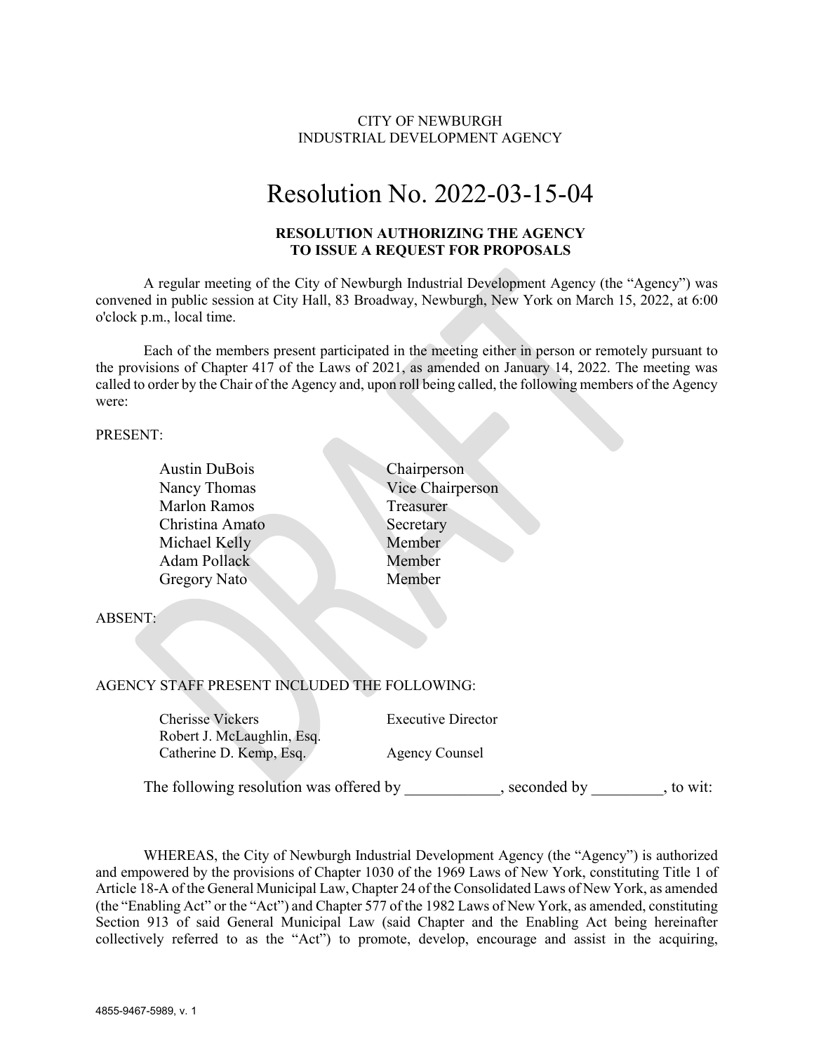CITY OF NEWBURGH
INDUSTRIAL DEVELOPMENT AGENCY

# Resolution No. 2022-03-15-04

**RESOLUTION AUTHORIZING THE AGENCY TO ISSUE A REQUEST FOR PROPOSALS**

A regular meeting of the City of Newburgh Industrial Development Agency (the "Agency") was convened in public session at City Hall, 83 Broadway, Newburgh, New York on March 15, 2022, at 6:00 o'clock p.m., local time.

Each of the members present participated in the meeting either in person or remotely pursuant to the provisions of Chapter 417 of the Laws of 2021, as amended on January 14, 2022. The meeting was called to order by the Chair of the Agency and, upon roll being called, the following members of the Agency were:

PRESENT:

| | |
|---|---|
| Austin DuBois | Chairperson |
| Nancy Thomas | Vice Chairperson |
| Marlon Ramos | Treasurer |
| Christina Amato | Secretary |
| Michael Kelly | Member |
| Adam Pollack | Member |
| Gregory Nato | Member |

ABSENT:

AGENCY STAFF PRESENT INCLUDED THE FOLLOWING:

| | |
|---|---|
| Cherisse Vickers | Executive Director |
| Robert J. McLaughlin, Esq. | |
| Catherine D. Kemp, Esq. | Agency Counsel |

The following resolution was offered by ____________, seconded by _________, to wit:

WHEREAS, the City of Newburgh Industrial Development Agency (the "Agency") is authorized and empowered by the provisions of Chapter 1030 of the 1969 Laws of New York, constituting Title 1 of Article 18-A of the General Municipal Law, Chapter 24 of the Consolidated Laws of New York, as amended (the "Enabling Act" or the "Act") and Chapter 577 of the 1982 Laws of New York, as amended, constituting Section 913 of said General Municipal Law (said Chapter and the Enabling Act being hereinafter collectively referred to as the "Act") to promote, develop, encourage and assist in the acquiring,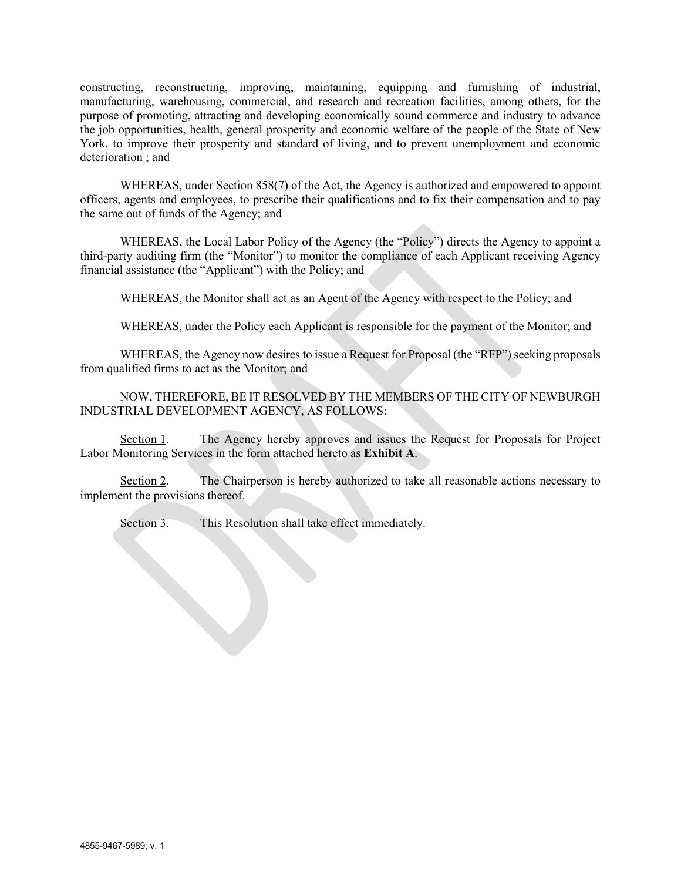constructing, reconstructing, improving, maintaining, equipping and furnishing of industrial, manufacturing, warehousing, commercial, and research and recreation facilities, among others, for the purpose of promoting, attracting and developing economically sound commerce and industry to advance the job opportunities, health, general prosperity and economic welfare of the people of the State of New York, to improve their prosperity and standard of living, and to prevent unemployment and economic deterioration ; and

WHEREAS, under Section 858(7) of the Act, the Agency is authorized and empowered to appoint officers, agents and employees, to prescribe their qualifications and to fix their compensation and to pay the same out of funds of the Agency; and

WHEREAS, the Local Labor Policy of the Agency (the "Policy") directs the Agency to appoint a third-party auditing firm (the "Monitor") to monitor the compliance of each Applicant receiving Agency financial assistance (the "Applicant") with the Policy; and

WHEREAS, the Monitor shall act as an Agent of the Agency with respect to the Policy; and

WHEREAS, under the Policy each Applicant is responsible for the payment of the Monitor; and

WHEREAS, the Agency now desires to issue a Request for Proposal (the "RFP") seeking proposals from qualified firms to act as the Monitor; and

NOW, THEREFORE, BE IT RESOLVED BY THE MEMBERS OF THE CITY OF NEWBURGH INDUSTRIAL DEVELOPMENT AGENCY, AS FOLLOWS:

Section 1. The Agency hereby approves and issues the Request for Proposals for Project Labor Monitoring Services in the form attached hereto as **Exhibit A**.

Section 2. The Chairperson is hereby authorized to take all reasonable actions necessary to implement the provisions thereof.

Section 3. This Resolution shall take effect immediately.

4855-9467-5989, v. 1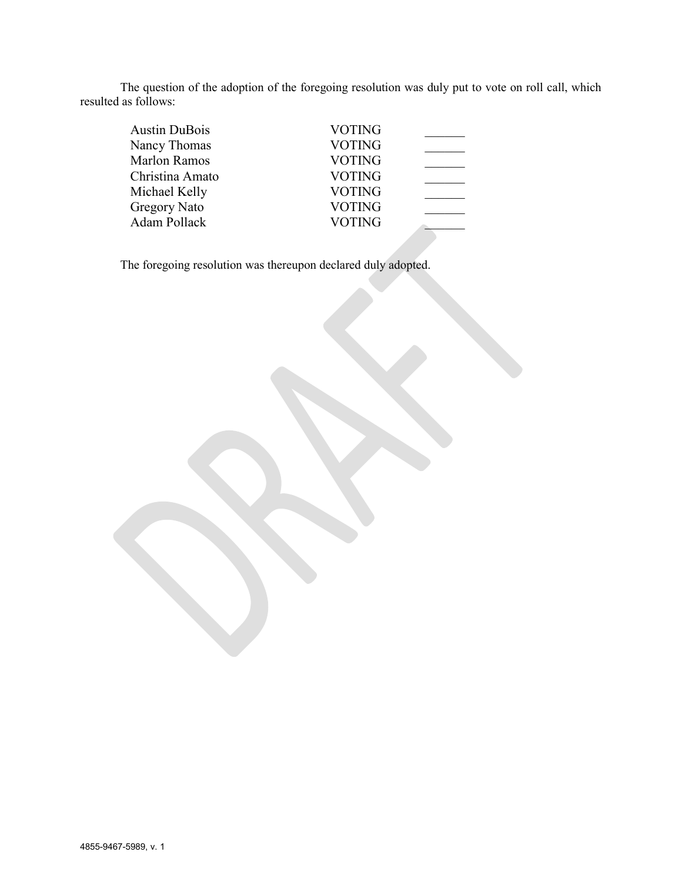The question of the adoption of the foregoing resolution was duly put to vote on roll call, which resulted as follows:

| | | |
|---|---|---|
| Austin DuBois | VOTING | ______ |
| Nancy Thomas | VOTING | ______ |
| Marlon Ramos | VOTING | ______ |
| Christina Amato | VOTING | ______ |
| Michael Kelly | VOTING | ______ |
| Gregory Nato | VOTING | ______ |
| Adam Pollack | VOTING | ______ |

The foregoing resolution was thereupon declared duly adopted.

4855-9467-5989, v. 1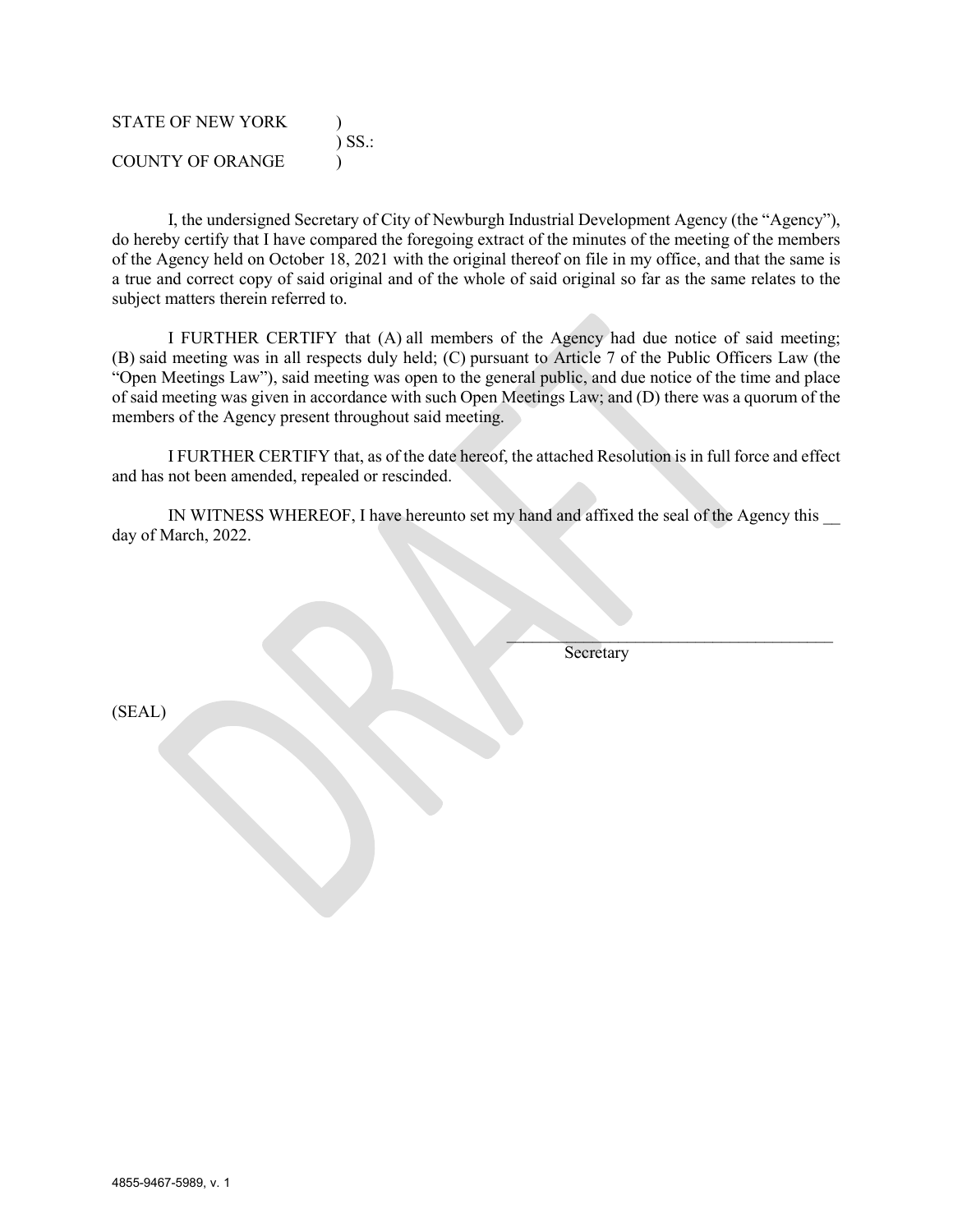STATE OF NEW YORK )
) SS.:
COUNTY OF ORANGE )

I, the undersigned Secretary of City of Newburgh Industrial Development Agency (the "Agency"), do hereby certify that I have compared the foregoing extract of the minutes of the meeting of the members of the Agency held on October 18, 2021 with the original thereof on file in my office, and that the same is a true and correct copy of said original and of the whole of said original so far as the same relates to the subject matters therein referred to.

I FURTHER CERTIFY that (A) all members of the Agency had due notice of said meeting; (B) said meeting was in all respects duly held; (C) pursuant to Article 7 of the Public Officers Law (the "Open Meetings Law"), said meeting was open to the general public, and due notice of the time and place of said meeting was given in accordance with such Open Meetings Law; and (D) there was a quorum of the members of the Agency present throughout said meeting.

I FURTHER CERTIFY that, as of the date hereof, the attached Resolution is in full force and effect and has not been amended, repealed or rescinded.

IN WITNESS WHEREOF, I have hereunto set my hand and affixed the seal of the Agency this __ day of March, 2022.

\_\_\_\_\_\_\_\_\_\_\_\_\_\_\_\_\_\_\_\_\_\_\_\_\_\_\_\_\_\_\_\_\_\_\_\_\_\_\_\_
Secretary

(SEAL)

4855-9467-5989, v. 1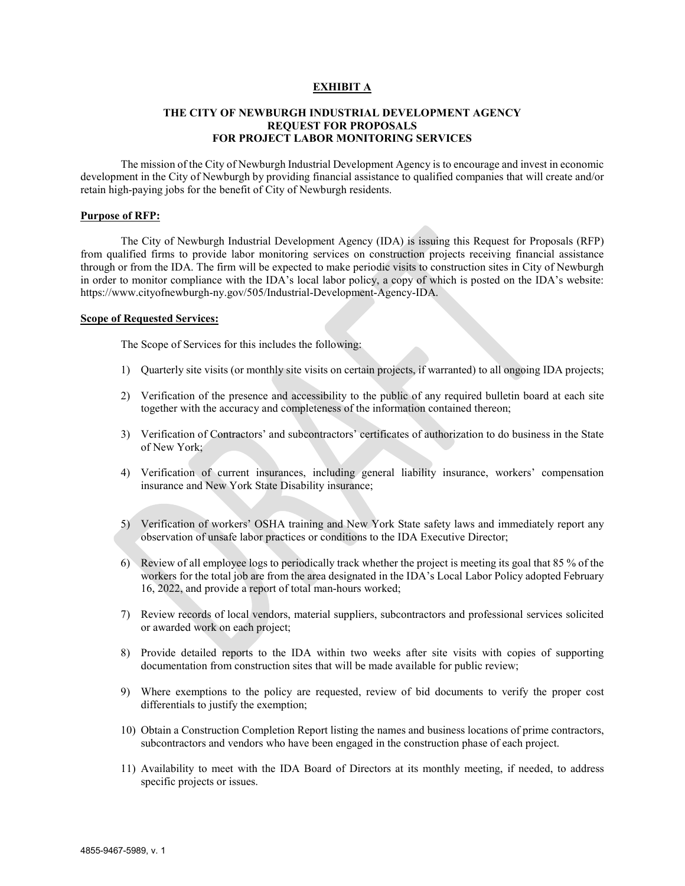## EXHIBIT A

### THE CITY OF NEWBURGH INDUSTRIAL DEVELOPMENT AGENCY REQUEST FOR PROPOSALS FOR PROJECT LABOR MONITORING SERVICES

The mission of the City of Newburgh Industrial Development Agency is to encourage and invest in economic development in the City of Newburgh by providing financial assistance to qualified companies that will create and/or retain high-paying jobs for the benefit of City of Newburgh residents.

**Purpose of RFP:**

The City of Newburgh Industrial Development Agency (IDA) is issuing this Request for Proposals (RFP) from qualified firms to provide labor monitoring services on construction projects receiving financial assistance through or from the IDA. The firm will be expected to make periodic visits to construction sites in City of Newburgh in order to monitor compliance with the IDA's local labor policy, a copy of which is posted on the IDA's website: https://www.cityofnewburgh-ny.gov/505/Industrial-Development-Agency-IDA.

**Scope of Requested Services:**

The Scope of Services for this includes the following:

1) Quarterly site visits (or monthly site visits on certain projects, if warranted) to all ongoing IDA projects;
2) Verification of the presence and accessibility to the public of any required bulletin board at each site together with the accuracy and completeness of the information contained thereon;
3) Verification of Contractors' and subcontractors' certificates of authorization to do business in the State of New York;
4) Verification of current insurances, including general liability insurance, workers' compensation insurance and New York State Disability insurance;
5) Verification of workers' OSHA training and New York State safety laws and immediately report any observation of unsafe labor practices or conditions to the IDA Executive Director;
6) Review of all employee logs to periodically track whether the project is meeting its goal that 85 % of the workers for the total job are from the area designated in the IDA's Local Labor Policy adopted February 16, 2022, and provide a report of total man-hours worked;
7) Review records of local vendors, material suppliers, subcontractors and professional services solicited or awarded work on each project;
8) Provide detailed reports to the IDA within two weeks after site visits with copies of supporting documentation from construction sites that will be made available for public review;
9) Where exemptions to the policy are requested, review of bid documents to verify the proper cost differentials to justify the exemption;
10) Obtain a Construction Completion Report listing the names and business locations of prime contractors, subcontractors and vendors who have been engaged in the construction phase of each project.
11) Availability to meet with the IDA Board of Directors at its monthly meeting, if needed, to address specific projects or issues.

4855-9467-5989, v. 1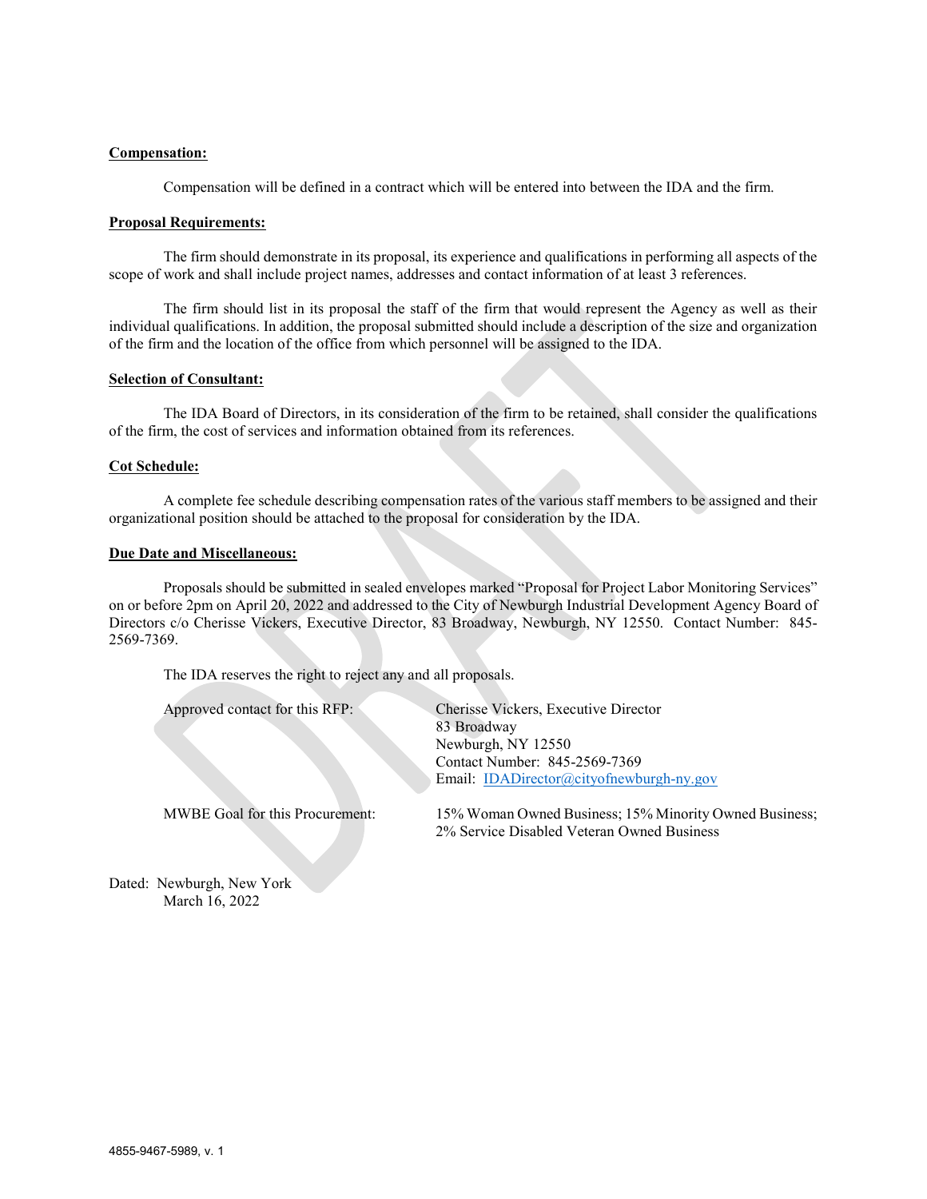**Compensation:**

Compensation will be defined in a contract which will be entered into between the IDA and the firm.

**Proposal Requirements:**

The firm should demonstrate in its proposal, its experience and qualifications in performing all aspects of the scope of work and shall include project names, addresses and contact information of at least 3 references.

The firm should list in its proposal the staff of the firm that would represent the Agency as well as their individual qualifications. In addition, the proposal submitted should include a description of the size and organization of the firm and the location of the office from which personnel will be assigned to the IDA.

**Selection of Consultant:**

The IDA Board of Directors, in its consideration of the firm to be retained, shall consider the qualifications of the firm, the cost of services and information obtained from its references.

**Cot Schedule:**

A complete fee schedule describing compensation rates of the various staff members to be assigned and their organizational position should be attached to the proposal for consideration by the IDA.

**Due Date and Miscellaneous:**

Proposals should be submitted in sealed envelopes marked "Proposal for Project Labor Monitoring Services" on or before 2pm on April 20, 2022 and addressed to the City of Newburgh Industrial Development Agency Board of Directors c/o Cherisse Vickers, Executive Director, 83 Broadway, Newburgh, NY 12550. Contact Number: 845-2569-7369.

The IDA reserves the right to reject any and all proposals.

Approved contact for this RFP:
Cherisse Vickers, Executive Director
83 Broadway
Newburgh, NY 12550
Contact Number: 845-2569-7369
Email: IDADirector@cityofnewburgh-ny.gov

MWBE Goal for this Procurement:
15% Woman Owned Business; 15% Minority Owned Business; 2% Service Disabled Veteran Owned Business

Dated: Newburgh, New York
March 16, 2022

4855-9467-5989, v. 1